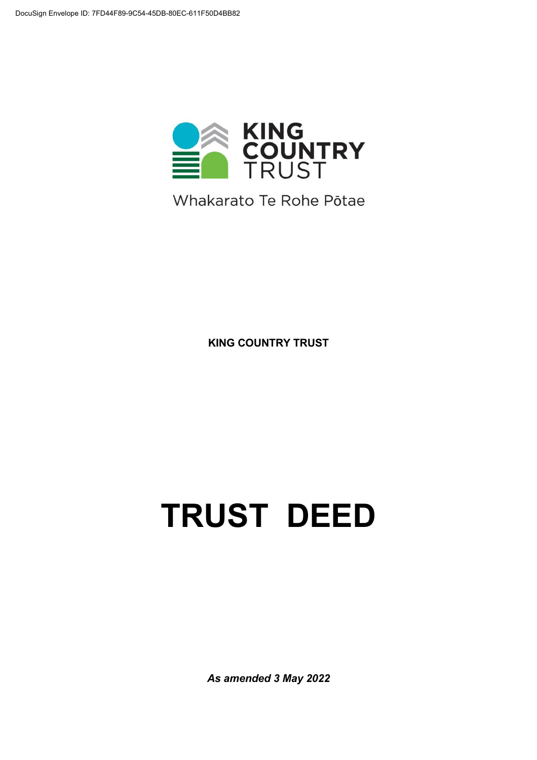DocuSign Envelope ID: 7FD44F89-9C54-45DB-80EC-611F50D4BB82

KING COUNTRY TRUST

Whakarato Te Rohe Pōtae

**KING COUNTRY TRUST**

# TRUST DEED

***As amended 3 May 2022***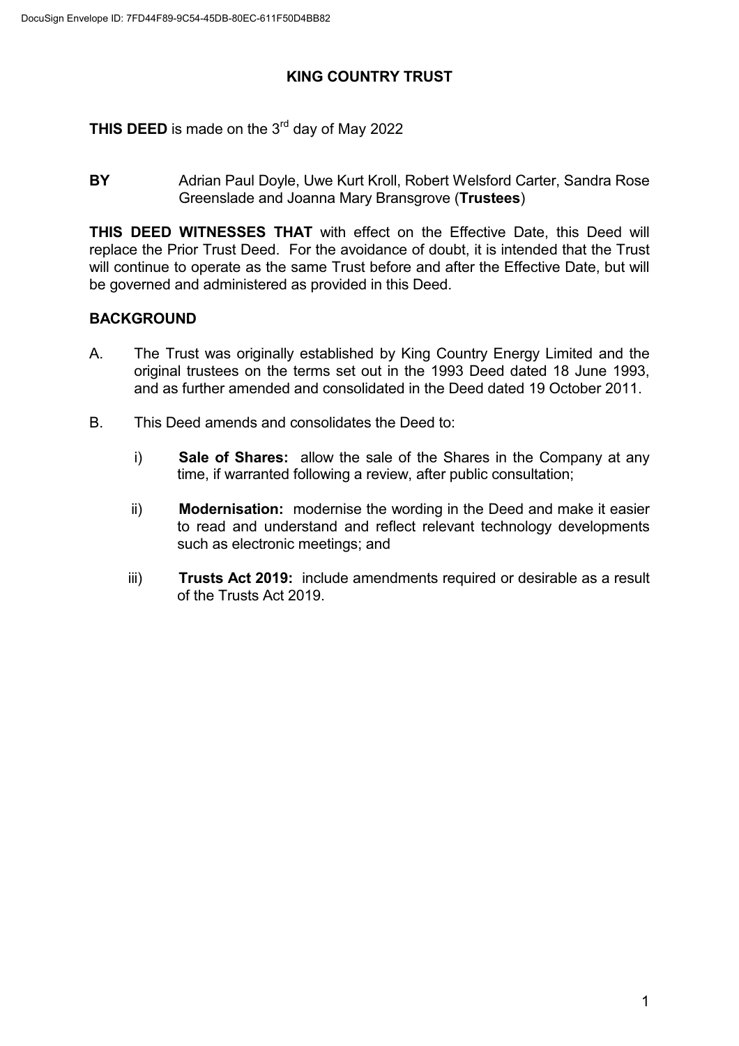# KING COUNTRY TRUST

**THIS DEED** is made on the 3rd day of May 2022

**BY** Adrian Paul Doyle, Uwe Kurt Kroll, Robert Welsford Carter, Sandra Rose Greenslade and Joanna Mary Bransgrove (**Trustees**)

**THIS DEED WITNESSES THAT** with effect on the Effective Date, this Deed will replace the Prior Trust Deed. For the avoidance of doubt, it is intended that the Trust will continue to operate as the same Trust before and after the Effective Date, but will be governed and administered as provided in this Deed.

## BACKGROUND

A. The Trust was originally established by King Country Energy Limited and the original trustees on the terms set out in the 1993 Deed dated 18 June 1993, and as further amended and consolidated in the Deed dated 19 October 2011.

B. This Deed amends and consolidates the Deed to:

i) **Sale of Shares:** allow the sale of the Shares in the Company at any time, if warranted following a review, after public consultation;

ii) **Modernisation:** modernise the wording in the Deed and make it easier to read and understand and reflect relevant technology developments such as electronic meetings; and

iii) **Trusts Act 2019:** include amendments required or desirable as a result of the Trusts Act 2019.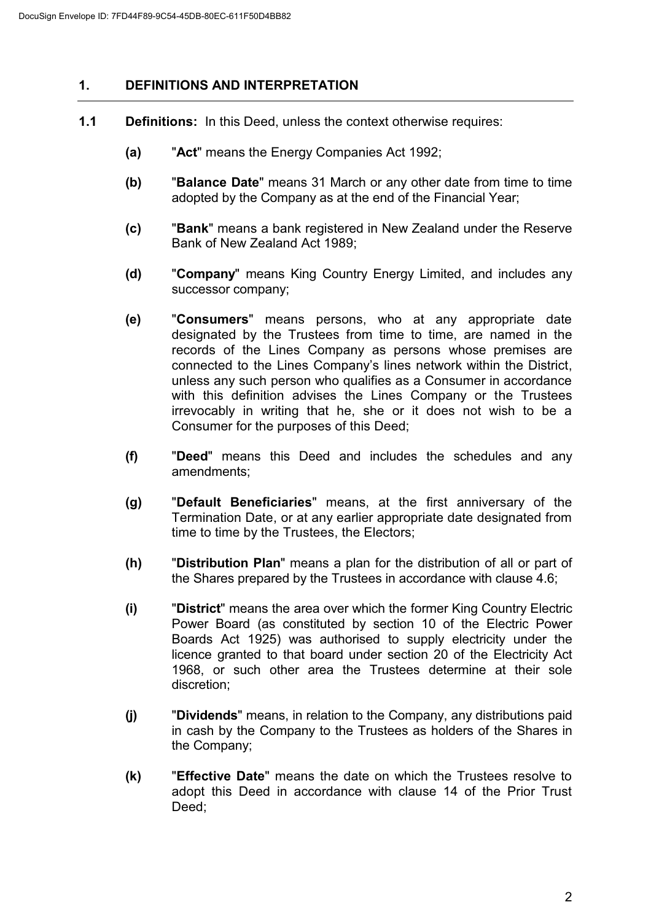## 1. DEFINITIONS AND INTERPRETATION

**1.1 Definitions:** In this Deed, unless the context otherwise requires:

**(a)** "**Act**" means the Energy Companies Act 1992;

**(b)** "**Balance Date**" means 31 March or any other date from time to time adopted by the Company as at the end of the Financial Year;

**(c)** "**Bank**" means a bank registered in New Zealand under the Reserve Bank of New Zealand Act 1989;

**(d)** "**Company**" means King Country Energy Limited, and includes any successor company;

**(e)** "**Consumers**" means persons, who at any appropriate date designated by the Trustees from time to time, are named in the records of the Lines Company as persons whose premises are connected to the Lines Company's lines network within the District, unless any such person who qualifies as a Consumer in accordance with this definition advises the Lines Company or the Trustees irrevocably in writing that he, she or it does not wish to be a Consumer for the purposes of this Deed;

**(f)** "**Deed**" means this Deed and includes the schedules and any amendments;

**(g)** "**Default Beneficiaries**" means, at the first anniversary of the Termination Date, or at any earlier appropriate date designated from time to time by the Trustees, the Electors;

**(h)** "**Distribution Plan**" means a plan for the distribution of all or part of the Shares prepared by the Trustees in accordance with clause 4.6;

**(i)** "**District**" means the area over which the former King Country Electric Power Board (as constituted by section 10 of the Electric Power Boards Act 1925) was authorised to supply electricity under the licence granted to that board under section 20 of the Electricity Act 1968, or such other area the Trustees determine at their sole discretion;

**(j)** "**Dividends**" means, in relation to the Company, any distributions paid in cash by the Company to the Trustees as holders of the Shares in the Company;

**(k)** "**Effective Date**" means the date on which the Trustees resolve to adopt this Deed in accordance with clause 14 of the Prior Trust Deed;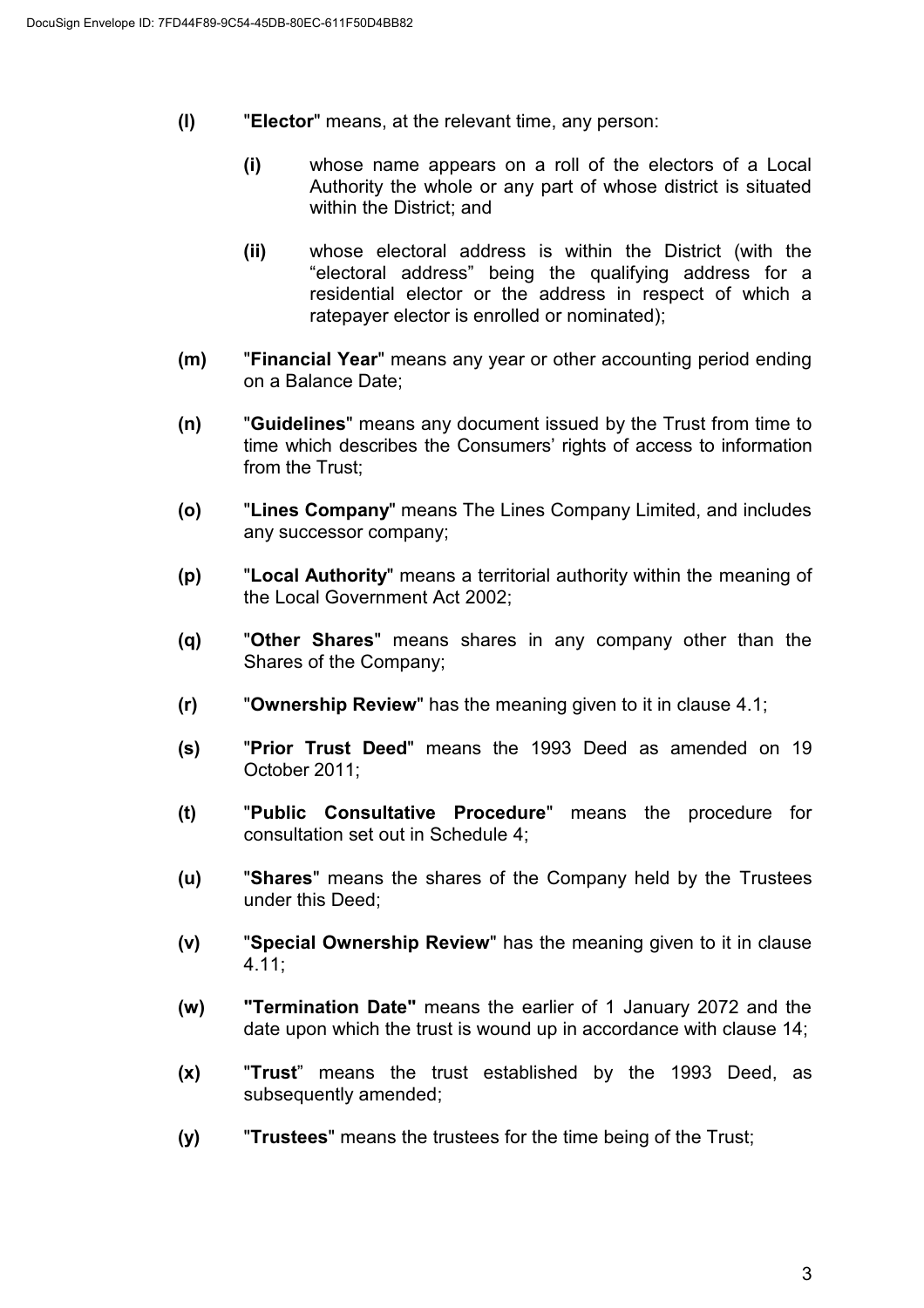**(l)** "**Elector**" means, at the relevant time, any person:

**(i)** whose name appears on a roll of the electors of a Local Authority the whole or any part of whose district is situated within the District; and

**(ii)** whose electoral address is within the District (with the "electoral address" being the qualifying address for a residential elector or the address in respect of which a ratepayer elector is enrolled or nominated);

**(m)** "**Financial Year**" means any year or other accounting period ending on a Balance Date;

**(n)** "**Guidelines**" means any document issued by the Trust from time to time which describes the Consumers' rights of access to information from the Trust;

**(o)** "**Lines Company**" means The Lines Company Limited, and includes any successor company;

**(p)** "**Local Authority**" means a territorial authority within the meaning of the Local Government Act 2002;

**(q)** "**Other Shares**" means shares in any company other than the Shares of the Company;

**(r)** "**Ownership Review**" has the meaning given to it in clause 4.1;

**(s)** "**Prior Trust Deed**" means the 1993 Deed as amended on 19 October 2011;

**(t)** "**Public Consultative Procedure**" means the procedure for consultation set out in Schedule 4;

**(u)** "**Shares**" means the shares of the Company held by the Trustees under this Deed;

**(v)** "**Special Ownership Review**" has the meaning given to it in clause 4.11;

**(w)** **"Termination Date"** means the earlier of 1 January 2072 and the date upon which the trust is wound up in accordance with clause 14;

**(x)** "**Trust**" means the trust established by the 1993 Deed, as subsequently amended;

**(y)** "**Trustees**" means the trustees for the time being of the Trust;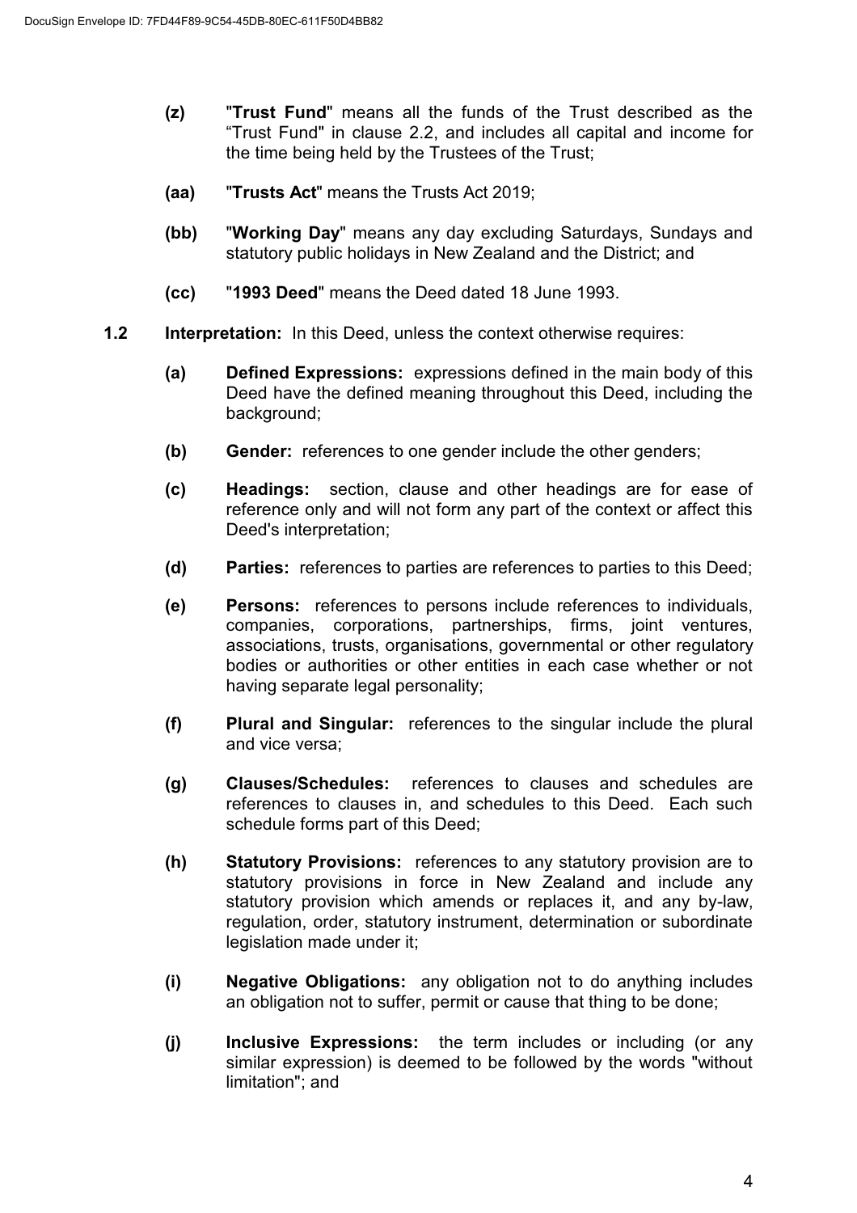- **(z)** "**Trust Fund**" means all the funds of the Trust described as the "Trust Fund" in clause 2.2, and includes all capital and income for the time being held by the Trustees of the Trust;

- **(aa)** "**Trusts Act**" means the Trusts Act 2019;

- **(bb)** "**Working Day**" means any day excluding Saturdays, Sundays and statutory public holidays in New Zealand and the District; and

- **(cc)** "**1993 Deed**" means the Deed dated 18 June 1993.

**1.2** **Interpretation:** In this Deed, unless the context otherwise requires:

- **(a)** **Defined Expressions:** expressions defined in the main body of this Deed have the defined meaning throughout this Deed, including the background;

- **(b)** **Gender:** references to one gender include the other genders;

- **(c)** **Headings:** section, clause and other headings are for ease of reference only and will not form any part of the context or affect this Deed's interpretation;

- **(d)** **Parties:** references to parties are references to parties to this Deed;

- **(e)** **Persons:** references to persons include references to individuals, companies, corporations, partnerships, firms, joint ventures, associations, trusts, organisations, governmental or other regulatory bodies or authorities or other entities in each case whether or not having separate legal personality;

- **(f)** **Plural and Singular:** references to the singular include the plural and vice versa;

- **(g)** **Clauses/Schedules:** references to clauses and schedules are references to clauses in, and schedules to this Deed. Each such schedule forms part of this Deed;

- **(h)** **Statutory Provisions:** references to any statutory provision are to statutory provisions in force in New Zealand and include any statutory provision which amends or replaces it, and any by-law, regulation, order, statutory instrument, determination or subordinate legislation made under it;

- **(i)** **Negative Obligations:** any obligation not to do anything includes an obligation not to suffer, permit or cause that thing to be done;

- **(j)** **Inclusive Expressions:** the term includes or including (or any similar expression) is deemed to be followed by the words "without limitation"; and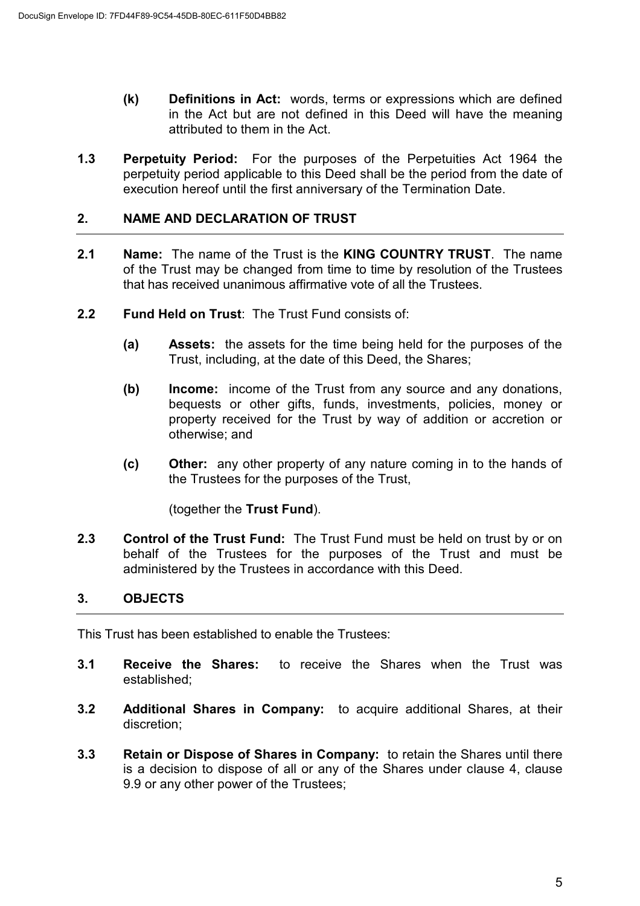**(k) Definitions in Act:** words, terms or expressions which are defined in the Act but are not defined in this Deed will have the meaning attributed to them in the Act.

**1.3 Perpetuity Period:** For the purposes of the Perpetuities Act 1964 the perpetuity period applicable to this Deed shall be the period from the date of execution hereof until the first anniversary of the Termination Date.

## 2. NAME AND DECLARATION OF TRUST

**2.1 Name:** The name of the Trust is the **KING COUNTRY TRUST**. The name of the Trust may be changed from time to time by resolution of the Trustees that has received unanimous affirmative vote of all the Trustees.

**2.2 Fund Held on Trust**: The Trust Fund consists of:

**(a) Assets:** the assets for the time being held for the purposes of the Trust, including, at the date of this Deed, the Shares;

**(b) Income:** income of the Trust from any source and any donations, bequests or other gifts, funds, investments, policies, money or property received for the Trust by way of addition or accretion or otherwise; and

**(c) Other:** any other property of any nature coming in to the hands of the Trustees for the purposes of the Trust,

(together the **Trust Fund**).

**2.3 Control of the Trust Fund:** The Trust Fund must be held on trust by or on behalf of the Trustees for the purposes of the Trust and must be administered by the Trustees in accordance with this Deed.

## 3. OBJECTS

This Trust has been established to enable the Trustees:

**3.1 Receive the Shares:** to receive the Shares when the Trust was established;

**3.2 Additional Shares in Company:** to acquire additional Shares, at their discretion;

**3.3 Retain or Dispose of Shares in Company:** to retain the Shares until there is a decision to dispose of all or any of the Shares under clause 4, clause 9.9 or any other power of the Trustees;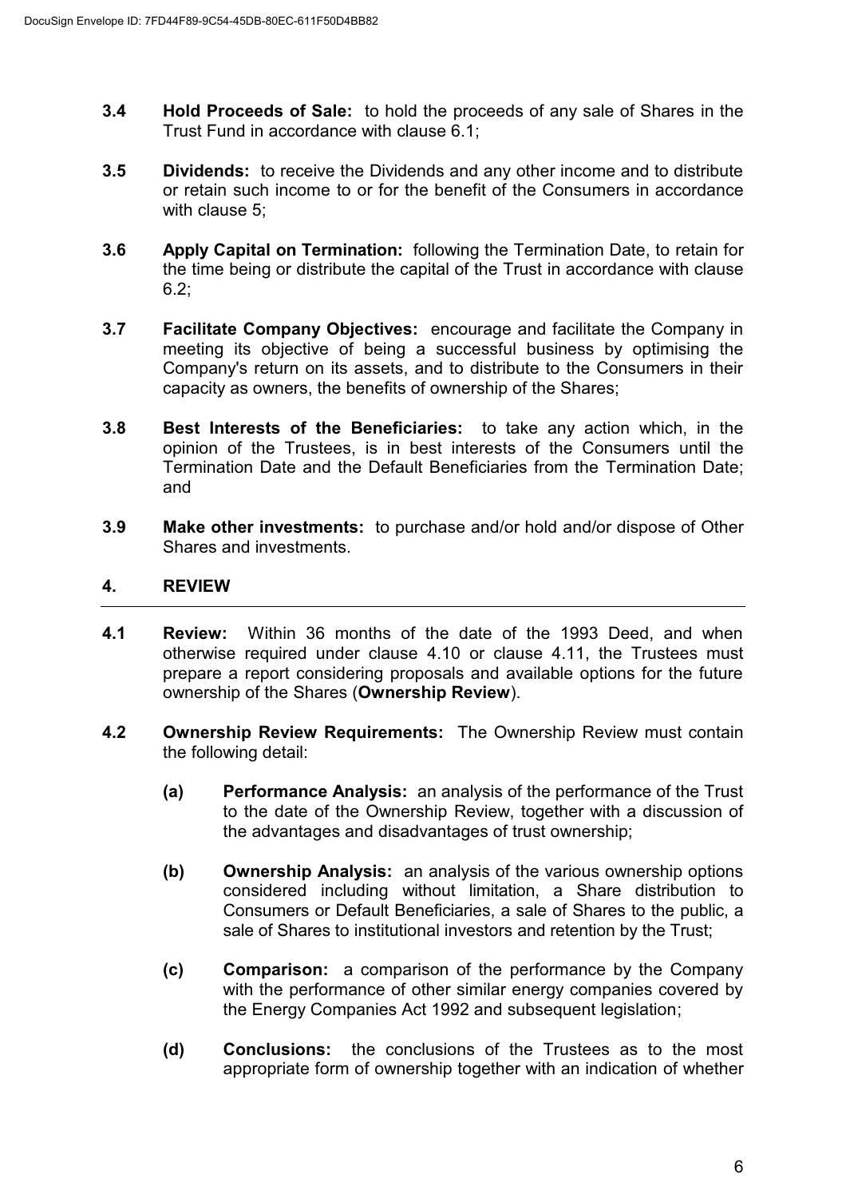**3.4 Hold Proceeds of Sale:** to hold the proceeds of any sale of Shares in the Trust Fund in accordance with clause 6.1;

**3.5 Dividends:** to receive the Dividends and any other income and to distribute or retain such income to or for the benefit of the Consumers in accordance with clause 5;

**3.6 Apply Capital on Termination:** following the Termination Date, to retain for the time being or distribute the capital of the Trust in accordance with clause 6.2;

**3.7 Facilitate Company Objectives:** encourage and facilitate the Company in meeting its objective of being a successful business by optimising the Company's return on its assets, and to distribute to the Consumers in their capacity as owners, the benefits of ownership of the Shares;

**3.8 Best Interests of the Beneficiaries:** to take any action which, in the opinion of the Trustees, is in best interests of the Consumers until the Termination Date and the Default Beneficiaries from the Termination Date; and

**3.9 Make other investments:** to purchase and/or hold and/or dispose of Other Shares and investments.

## 4. REVIEW

**4.1 Review:** Within 36 months of the date of the 1993 Deed, and when otherwise required under clause 4.10 or clause 4.11, the Trustees must prepare a report considering proposals and available options for the future ownership of the Shares (**Ownership Review**).

**4.2 Ownership Review Requirements:** The Ownership Review must contain the following detail:

- **(a) Performance Analysis:** an analysis of the performance of the Trust to the date of the Ownership Review, together with a discussion of the advantages and disadvantages of trust ownership;

- **(b) Ownership Analysis:** an analysis of the various ownership options considered including without limitation, a Share distribution to Consumers or Default Beneficiaries, a sale of Shares to the public, a sale of Shares to institutional investors and retention by the Trust;

- **(c) Comparison:** a comparison of the performance by the Company with the performance of other similar energy companies covered by the Energy Companies Act 1992 and subsequent legislation;

- **(d) Conclusions:** the conclusions of the Trustees as to the most appropriate form of ownership together with an indication of whether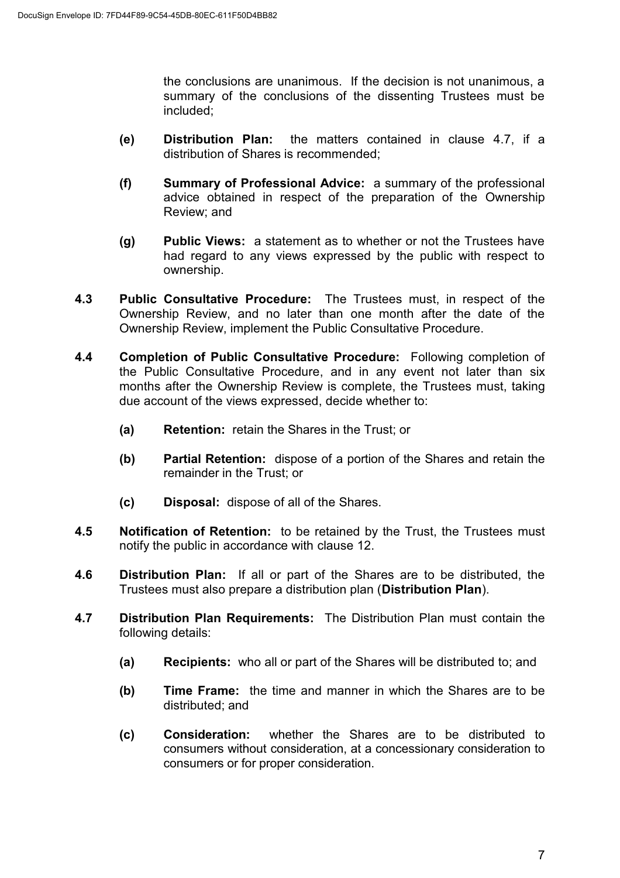the conclusions are unanimous. If the decision is not unanimous, a summary of the conclusions of the dissenting Trustees must be included;

**(e)** **Distribution Plan:** the matters contained in clause 4.7, if a distribution of Shares is recommended;

**(f)** **Summary of Professional Advice:** a summary of the professional advice obtained in respect of the preparation of the Ownership Review; and

**(g)** **Public Views:** a statement as to whether or not the Trustees have had regard to any views expressed by the public with respect to ownership.

**4.3** **Public Consultative Procedure:** The Trustees must, in respect of the Ownership Review, and no later than one month after the date of the Ownership Review, implement the Public Consultative Procedure.

**4.4** **Completion of Public Consultative Procedure:** Following completion of the Public Consultative Procedure, and in any event not later than six months after the Ownership Review is complete, the Trustees must, taking due account of the views expressed, decide whether to:

**(a)** **Retention:** retain the Shares in the Trust; or

**(b)** **Partial Retention:** dispose of a portion of the Shares and retain the remainder in the Trust; or

**(c)** **Disposal:** dispose of all of the Shares.

**4.5** **Notification of Retention:** to be retained by the Trust, the Trustees must notify the public in accordance with clause 12.

**4.6** **Distribution Plan:** If all or part of the Shares are to be distributed, the Trustees must also prepare a distribution plan (**Distribution Plan**).

**4.7** **Distribution Plan Requirements:** The Distribution Plan must contain the following details:

**(a)** **Recipients:** who all or part of the Shares will be distributed to; and

**(b)** **Time Frame:** the time and manner in which the Shares are to be distributed; and

**(c)** **Consideration:** whether the Shares are to be distributed to consumers without consideration, at a concessionary consideration to consumers or for proper consideration.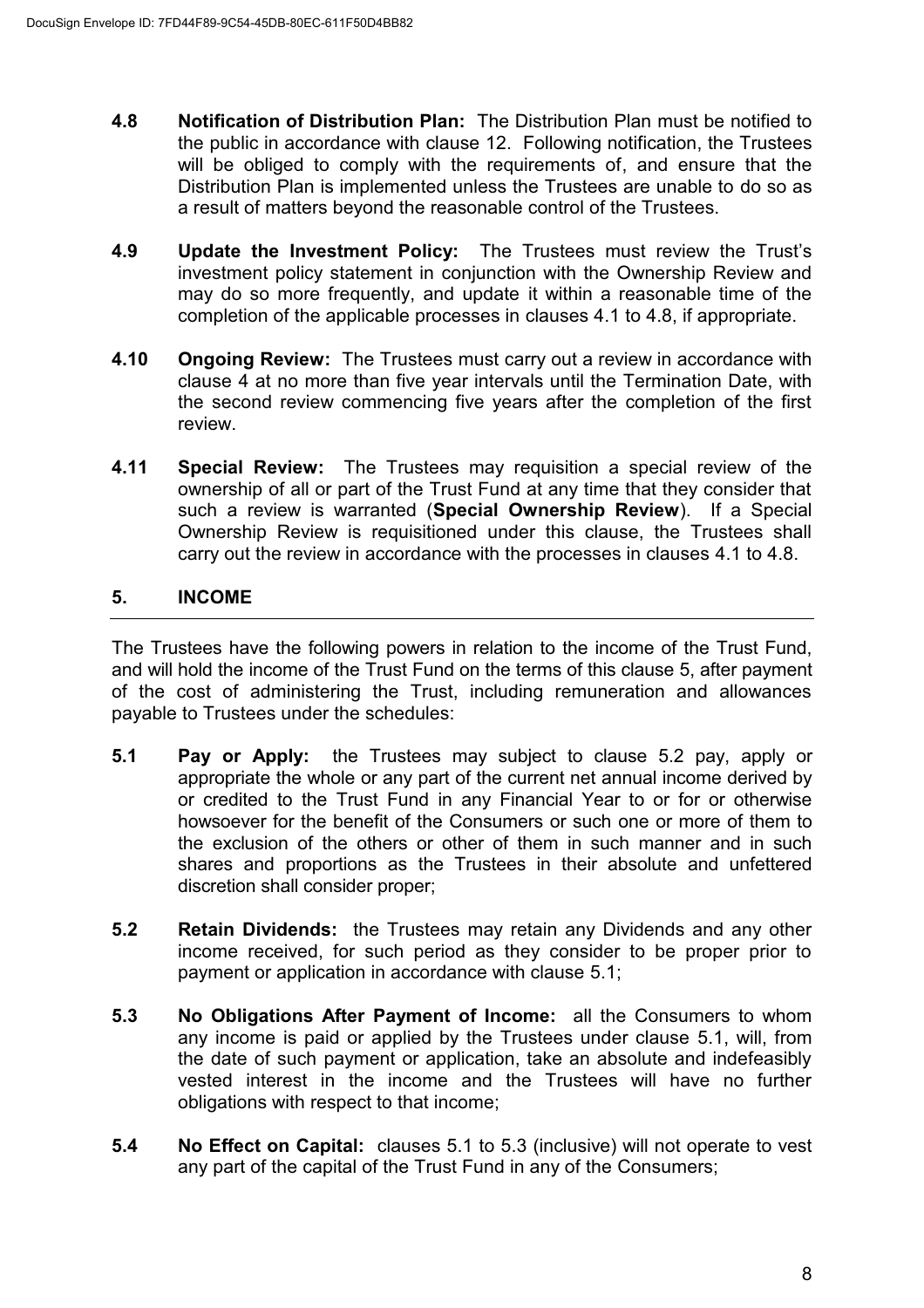**4.8 Notification of Distribution Plan:** The Distribution Plan must be notified to the public in accordance with clause 12. Following notification, the Trustees will be obliged to comply with the requirements of, and ensure that the Distribution Plan is implemented unless the Trustees are unable to do so as a result of matters beyond the reasonable control of the Trustees.

**4.9 Update the Investment Policy:** The Trustees must review the Trust's investment policy statement in conjunction with the Ownership Review and may do so more frequently, and update it within a reasonable time of the completion of the applicable processes in clauses 4.1 to 4.8, if appropriate.

**4.10 Ongoing Review:** The Trustees must carry out a review in accordance with clause 4 at no more than five year intervals until the Termination Date, with the second review commencing five years after the completion of the first review.

**4.11 Special Review:** The Trustees may requisition a special review of the ownership of all or part of the Trust Fund at any time that they consider that such a review is warranted (**Special Ownership Review**). If a Special Ownership Review is requisitioned under this clause, the Trustees shall carry out the review in accordance with the processes in clauses 4.1 to 4.8.

## 5. INCOME

The Trustees have the following powers in relation to the income of the Trust Fund, and will hold the income of the Trust Fund on the terms of this clause 5, after payment of the cost of administering the Trust, including remuneration and allowances payable to Trustees under the schedules:

**5.1 Pay or Apply:** the Trustees may subject to clause 5.2 pay, apply or appropriate the whole or any part of the current net annual income derived by or credited to the Trust Fund in any Financial Year to or for or otherwise howsoever for the benefit of the Consumers or such one or more of them to the exclusion of the others or other of them in such manner and in such shares and proportions as the Trustees in their absolute and unfettered discretion shall consider proper;

**5.2 Retain Dividends:** the Trustees may retain any Dividends and any other income received, for such period as they consider to be proper prior to payment or application in accordance with clause 5.1;

**5.3 No Obligations After Payment of Income:** all the Consumers to whom any income is paid or applied by the Trustees under clause 5.1, will, from the date of such payment or application, take an absolute and indefeasibly vested interest in the income and the Trustees will have no further obligations with respect to that income;

**5.4 No Effect on Capital:** clauses 5.1 to 5.3 (inclusive) will not operate to vest any part of the capital of the Trust Fund in any of the Consumers;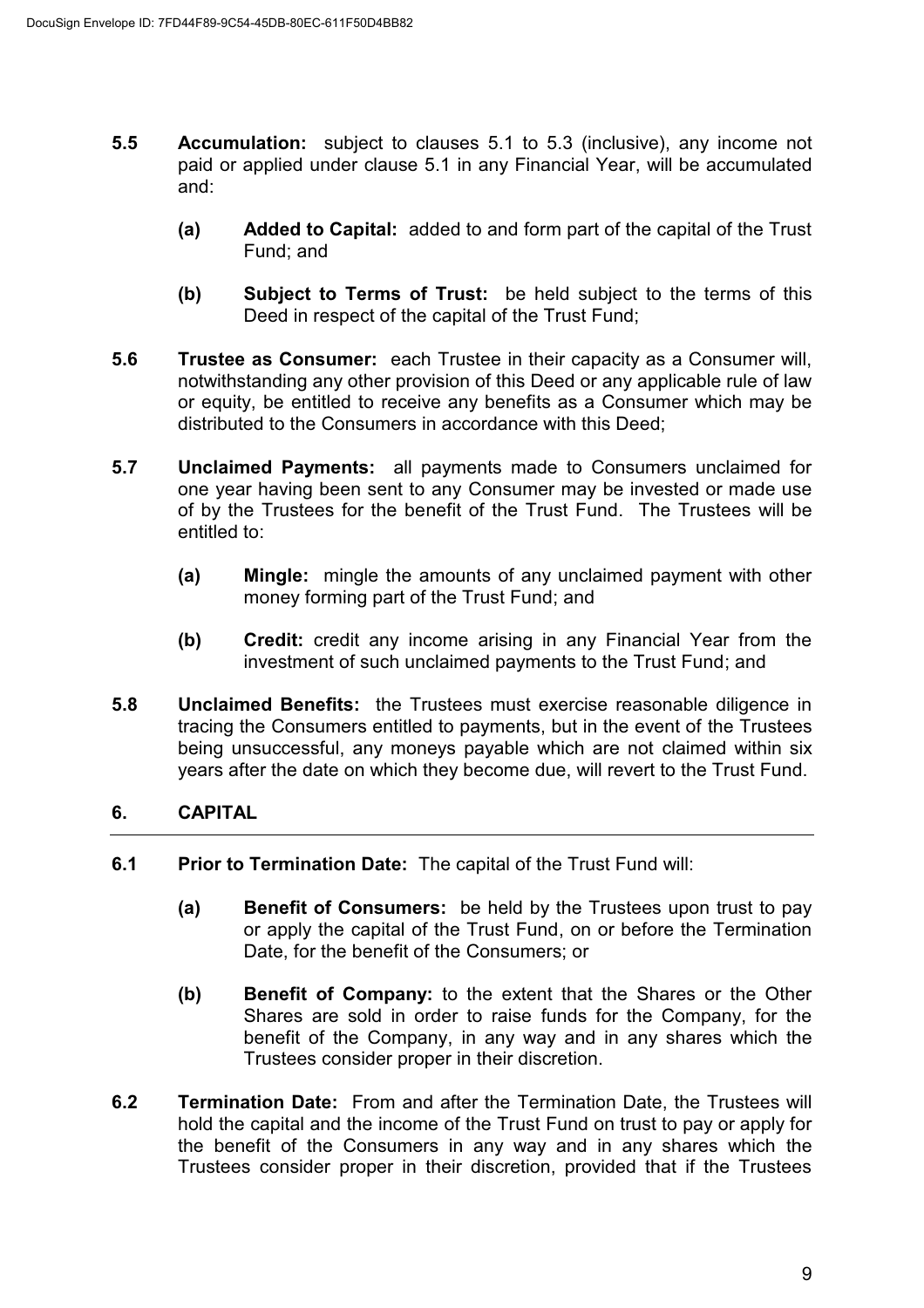**5.5 Accumulation:** subject to clauses 5.1 to 5.3 (inclusive), any income not paid or applied under clause 5.1 in any Financial Year, will be accumulated and:

- **(a) Added to Capital:** added to and form part of the capital of the Trust Fund; and

- **(b) Subject to Terms of Trust:** be held subject to the terms of this Deed in respect of the capital of the Trust Fund;

**5.6 Trustee as Consumer:** each Trustee in their capacity as a Consumer will, notwithstanding any other provision of this Deed or any applicable rule of law or equity, be entitled to receive any benefits as a Consumer which may be distributed to the Consumers in accordance with this Deed;

**5.7 Unclaimed Payments:** all payments made to Consumers unclaimed for one year having been sent to any Consumer may be invested or made use of by the Trustees for the benefit of the Trust Fund. The Trustees will be entitled to:

- **(a) Mingle:** mingle the amounts of any unclaimed payment with other money forming part of the Trust Fund; and

- **(b) Credit:** credit any income arising in any Financial Year from the investment of such unclaimed payments to the Trust Fund; and

**5.8 Unclaimed Benefits:** the Trustees must exercise reasonable diligence in tracing the Consumers entitled to payments, but in the event of the Trustees being unsuccessful, any moneys payable which are not claimed within six years after the date on which they become due, will revert to the Trust Fund.

## 6. CAPITAL

**6.1 Prior to Termination Date:** The capital of the Trust Fund will:

- **(a) Benefit of Consumers:** be held by the Trustees upon trust to pay or apply the capital of the Trust Fund, on or before the Termination Date, for the benefit of the Consumers; or

- **(b) Benefit of Company:** to the extent that the Shares or the Other Shares are sold in order to raise funds for the Company, for the benefit of the Company, in any way and in any shares which the Trustees consider proper in their discretion.

**6.2 Termination Date:** From and after the Termination Date, the Trustees will hold the capital and the income of the Trust Fund on trust to pay or apply for the benefit of the Consumers in any way and in any shares which the Trustees consider proper in their discretion, provided that if the Trustees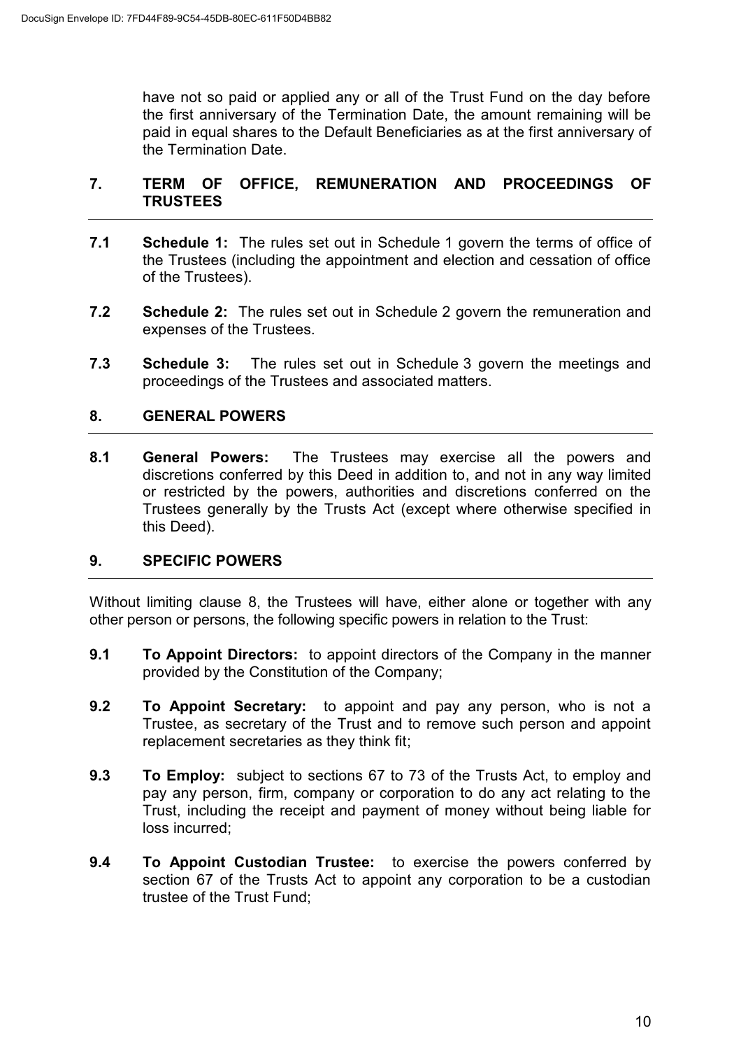have not so paid or applied any or all of the Trust Fund on the day before the first anniversary of the Termination Date, the amount remaining will be paid in equal shares to the Default Beneficiaries as at the first anniversary of the Termination Date.

## 7. TERM OF OFFICE, REMUNERATION AND PROCEEDINGS OF TRUSTEES

**7.1 Schedule 1:** The rules set out in Schedule 1 govern the terms of office of the Trustees (including the appointment and election and cessation of office of the Trustees).

**7.2 Schedule 2:** The rules set out in Schedule 2 govern the remuneration and expenses of the Trustees.

**7.3 Schedule 3:** The rules set out in Schedule 3 govern the meetings and proceedings of the Trustees and associated matters.

## 8. GENERAL POWERS

**8.1 General Powers:** The Trustees may exercise all the powers and discretions conferred by this Deed in addition to, and not in any way limited or restricted by the powers, authorities and discretions conferred on the Trustees generally by the Trusts Act (except where otherwise specified in this Deed).

## 9. SPECIFIC POWERS

Without limiting clause 8, the Trustees will have, either alone or together with any other person or persons, the following specific powers in relation to the Trust:

**9.1 To Appoint Directors:** to appoint directors of the Company in the manner provided by the Constitution of the Company;

**9.2 To Appoint Secretary:** to appoint and pay any person, who is not a Trustee, as secretary of the Trust and to remove such person and appoint replacement secretaries as they think fit;

**9.3 To Employ:** subject to sections 67 to 73 of the Trusts Act, to employ and pay any person, firm, company or corporation to do any act relating to the Trust, including the receipt and payment of money without being liable for loss incurred;

**9.4 To Appoint Custodian Trustee:** to exercise the powers conferred by section 67 of the Trusts Act to appoint any corporation to be a custodian trustee of the Trust Fund;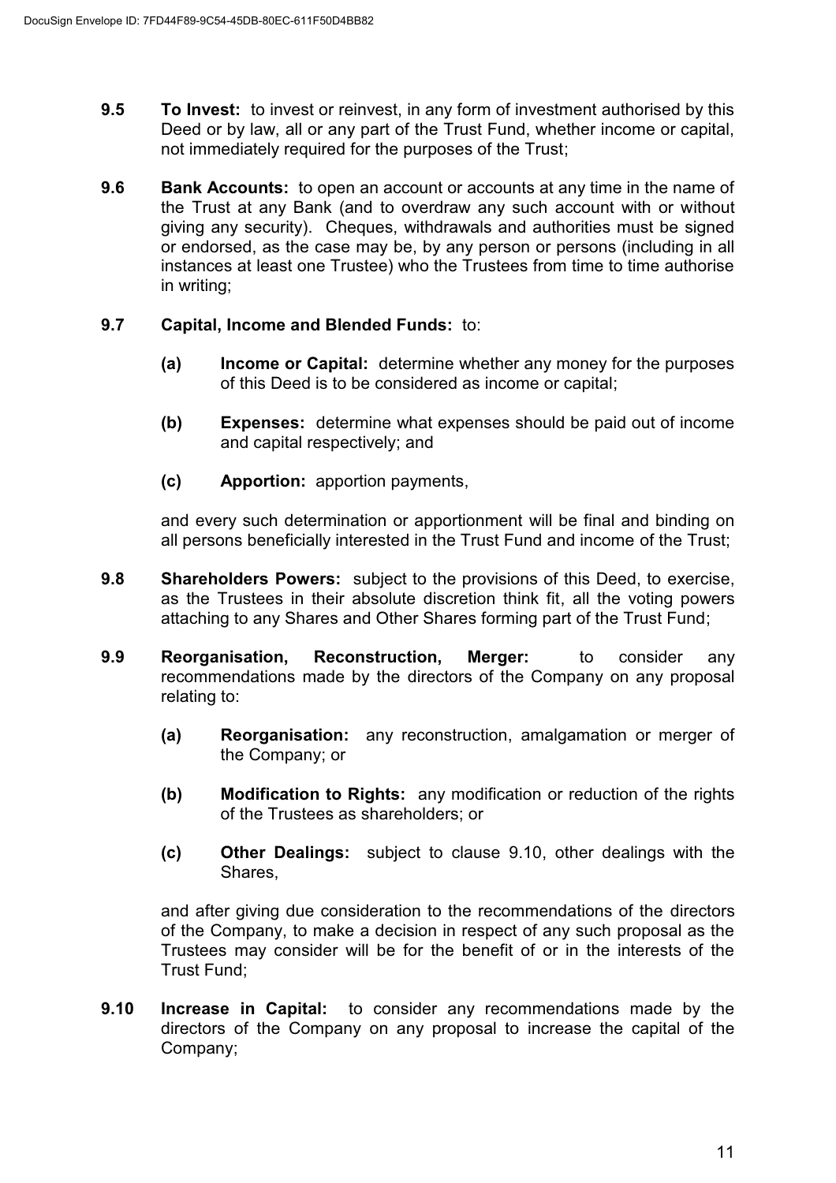**9.5 To Invest:** to invest or reinvest, in any form of investment authorised by this Deed or by law, all or any part of the Trust Fund, whether income or capital, not immediately required for the purposes of the Trust;

**9.6 Bank Accounts:** to open an account or accounts at any time in the name of the Trust at any Bank (and to overdraw any such account with or without giving any security). Cheques, withdrawals and authorities must be signed or endorsed, as the case may be, by any person or persons (including in all instances at least one Trustee) who the Trustees from time to time authorise in writing;

**9.7 Capital, Income and Blended Funds:** to:

- **(a) Income or Capital:** determine whether any money for the purposes of this Deed is to be considered as income or capital;
- **(b) Expenses:** determine what expenses should be paid out of income and capital respectively; and
- **(c) Apportion:** apportion payments,

and every such determination or apportionment will be final and binding on all persons beneficially interested in the Trust Fund and income of the Trust;

**9.8 Shareholders Powers:** subject to the provisions of this Deed, to exercise, as the Trustees in their absolute discretion think fit, all the voting powers attaching to any Shares and Other Shares forming part of the Trust Fund;

**9.9 Reorganisation, Reconstruction, Merger:** to consider any recommendations made by the directors of the Company on any proposal relating to:

- **(a) Reorganisation:** any reconstruction, amalgamation or merger of the Company; or
- **(b) Modification to Rights:** any modification or reduction of the rights of the Trustees as shareholders; or
- **(c) Other Dealings:** subject to clause 9.10, other dealings with the Shares,

and after giving due consideration to the recommendations of the directors of the Company, to make a decision in respect of any such proposal as the Trustees may consider will be for the benefit of or in the interests of the Trust Fund;

**9.10 Increase in Capital:** to consider any recommendations made by the directors of the Company on any proposal to increase the capital of the Company;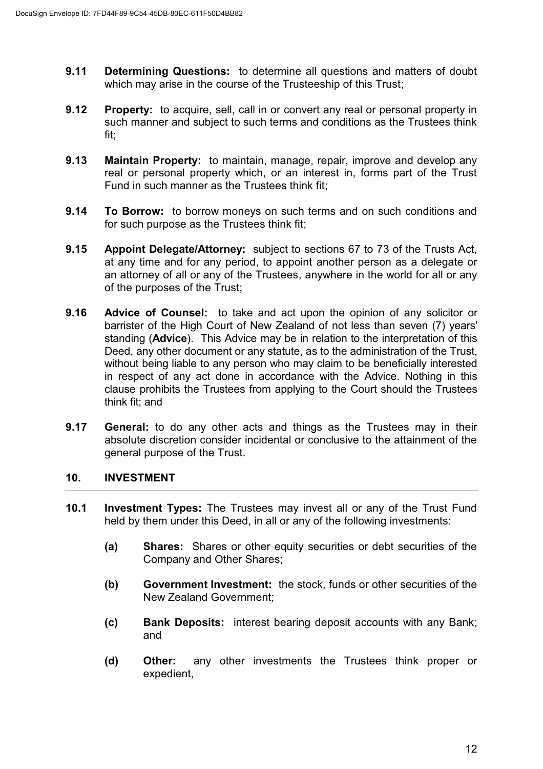**9.11 Determining Questions:** to determine all questions and matters of doubt which may arise in the course of the Trusteeship of this Trust;

**9.12 Property:** to acquire, sell, call in or convert any real or personal property in such manner and subject to such terms and conditions as the Trustees think fit;

**9.13 Maintain Property:** to maintain, manage, repair, improve and develop any real or personal property which, or an interest in, forms part of the Trust Fund in such manner as the Trustees think fit;

**9.14 To Borrow:** to borrow moneys on such terms and on such conditions and for such purpose as the Trustees think fit;

**9.15 Appoint Delegate/Attorney:** subject to sections 67 to 73 of the Trusts Act, at any time and for any period, to appoint another person as a delegate or an attorney of all or any of the Trustees, anywhere in the world for all or any of the purposes of the Trust;

**9.16 Advice of Counsel:** to take and act upon the opinion of any solicitor or barrister of the High Court of New Zealand of not less than seven (7) years' standing (**Advice**). This Advice may be in relation to the interpretation of this Deed, any other document or any statute, as to the administration of the Trust, without being liable to any person who may claim to be beneficially interested in respect of any act done in accordance with the Advice. Nothing in this clause prohibits the Trustees from applying to the Court should the Trustees think fit; and

**9.17 General:** to do any other acts and things as the Trustees may in their absolute discretion consider incidental or conclusive to the attainment of the general purpose of the Trust.

## 10. INVESTMENT

**10.1 Investment Types:** The Trustees may invest all or any of the Trust Fund held by them under this Deed, in all or any of the following investments:

- **(a) Shares:** Shares or other equity securities or debt securities of the Company and Other Shares;
- **(b) Government Investment:** the stock, funds or other securities of the New Zealand Government;
- **(c) Bank Deposits:** interest bearing deposit accounts with any Bank; and
- **(d) Other:** any other investments the Trustees think proper or expedient,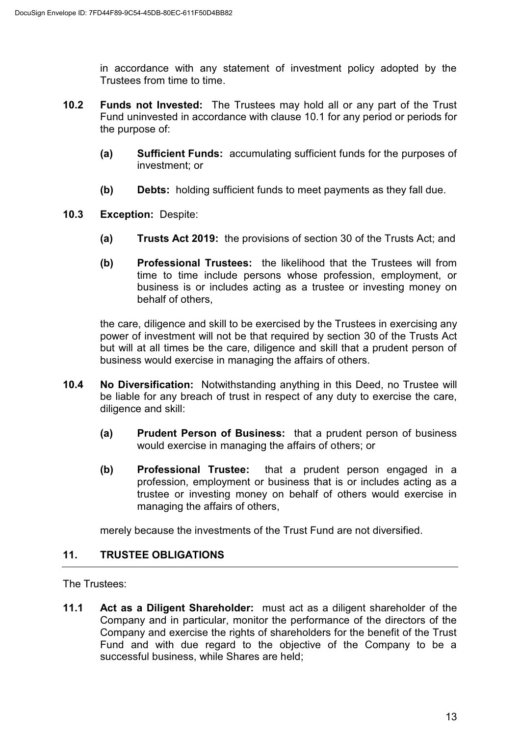in accordance with any statement of investment policy adopted by the Trustees from time to time.

**10.2 Funds not Invested:** The Trustees may hold all or any part of the Trust Fund uninvested in accordance with clause 10.1 for any period or periods for the purpose of:

- **(a) Sufficient Funds:** accumulating sufficient funds for the purposes of investment; or

- **(b) Debts:** holding sufficient funds to meet payments as they fall due.

**10.3 Exception:** Despite:

- **(a) Trusts Act 2019:** the provisions of section 30 of the Trusts Act; and

- **(b) Professional Trustees:** the likelihood that the Trustees will from time to time include persons whose profession, employment, or business is or includes acting as a trustee or investing money on behalf of others,

the care, diligence and skill to be exercised by the Trustees in exercising any power of investment will not be that required by section 30 of the Trusts Act but will at all times be the care, diligence and skill that a prudent person of business would exercise in managing the affairs of others.

**10.4 No Diversification:** Notwithstanding anything in this Deed, no Trustee will be liable for any breach of trust in respect of any duty to exercise the care, diligence and skill:

- **(a) Prudent Person of Business:** that a prudent person of business would exercise in managing the affairs of others; or

- **(b) Professional Trustee:** that a prudent person engaged in a profession, employment or business that is or includes acting as a trustee or investing money on behalf of others would exercise in managing the affairs of others,

merely because the investments of the Trust Fund are not diversified.

## 11. TRUSTEE OBLIGATIONS

The Trustees:

**11.1 Act as a Diligent Shareholder:** must act as a diligent shareholder of the Company and in particular, monitor the performance of the directors of the Company and exercise the rights of shareholders for the benefit of the Trust Fund and with due regard to the objective of the Company to be a successful business, while Shares are held;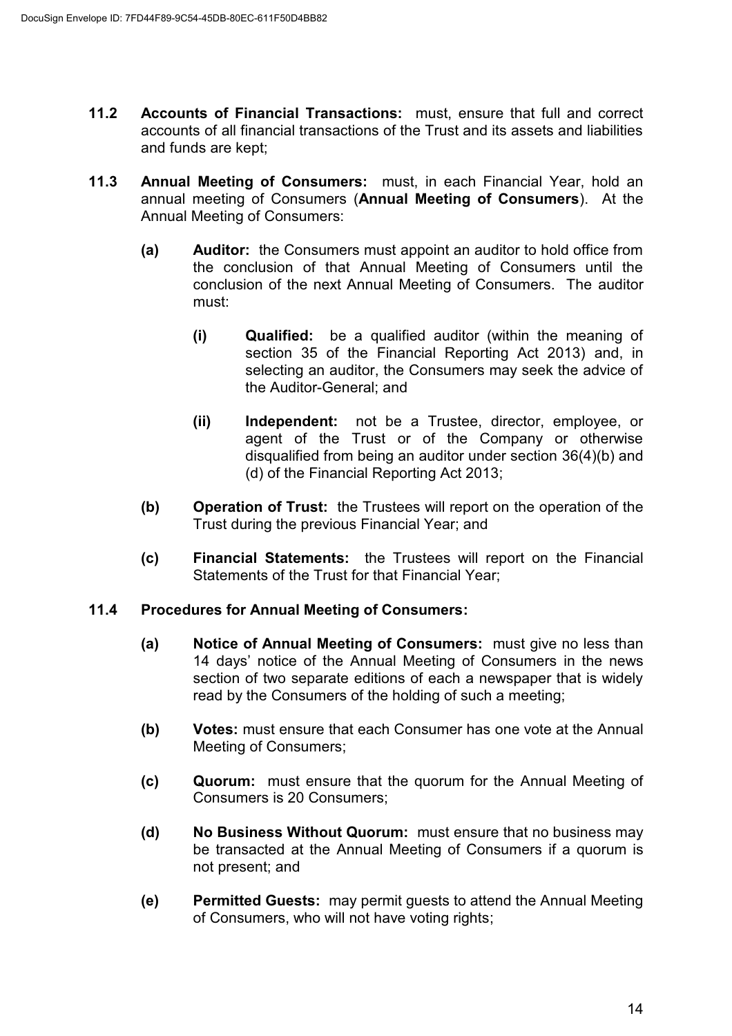**11.2 Accounts of Financial Transactions:** must, ensure that full and correct accounts of all financial transactions of the Trust and its assets and liabilities and funds are kept;

**11.3 Annual Meeting of Consumers:** must, in each Financial Year, hold an annual meeting of Consumers (**Annual Meeting of Consumers**). At the Annual Meeting of Consumers:

- **(a) Auditor:** the Consumers must appoint an auditor to hold office from the conclusion of that Annual Meeting of Consumers until the conclusion of the next Annual Meeting of Consumers. The auditor must:
  - **(i) Qualified:** be a qualified auditor (within the meaning of section 35 of the Financial Reporting Act 2013) and, in selecting an auditor, the Consumers may seek the advice of the Auditor-General; and
  - **(ii) Independent:** not be a Trustee, director, employee, or agent of the Trust or of the Company or otherwise disqualified from being an auditor under section 36(4)(b) and (d) of the Financial Reporting Act 2013;
- **(b) Operation of Trust:** the Trustees will report on the operation of the Trust during the previous Financial Year; and
- **(c) Financial Statements:** the Trustees will report on the Financial Statements of the Trust for that Financial Year;

**11.4 Procedures for Annual Meeting of Consumers:**

- **(a) Notice of Annual Meeting of Consumers:** must give no less than 14 days' notice of the Annual Meeting of Consumers in the news section of two separate editions of each a newspaper that is widely read by the Consumers of the holding of such a meeting;
- **(b) Votes:** must ensure that each Consumer has one vote at the Annual Meeting of Consumers;
- **(c) Quorum:** must ensure that the quorum for the Annual Meeting of Consumers is 20 Consumers;
- **(d) No Business Without Quorum:** must ensure that no business may be transacted at the Annual Meeting of Consumers if a quorum is not present; and
- **(e) Permitted Guests:** may permit guests to attend the Annual Meeting of Consumers, who will not have voting rights;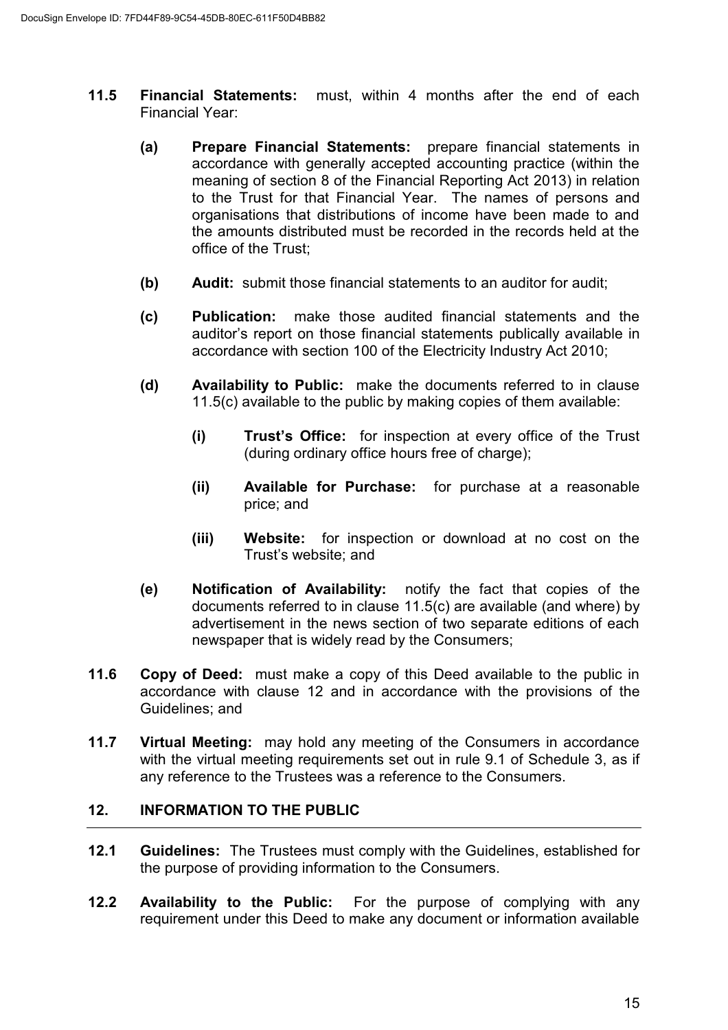**11.5 Financial Statements:** must, within 4 months after the end of each Financial Year:

**(a) Prepare Financial Statements:** prepare financial statements in accordance with generally accepted accounting practice (within the meaning of section 8 of the Financial Reporting Act 2013) in relation to the Trust for that Financial Year. The names of persons and organisations that distributions of income have been made to and the amounts distributed must be recorded in the records held at the office of the Trust;

**(b) Audit:** submit those financial statements to an auditor for audit;

**(c) Publication:** make those audited financial statements and the auditor's report on those financial statements publically available in accordance with section 100 of the Electricity Industry Act 2010;

**(d) Availability to Public:** make the documents referred to in clause 11.5(c) available to the public by making copies of them available:

**(i) Trust's Office:** for inspection at every office of the Trust (during ordinary office hours free of charge);

**(ii) Available for Purchase:** for purchase at a reasonable price; and

**(iii) Website:** for inspection or download at no cost on the Trust's website; and

**(e) Notification of Availability:** notify the fact that copies of the documents referred to in clause 11.5(c) are available (and where) by advertisement in the news section of two separate editions of each newspaper that is widely read by the Consumers;

**11.6 Copy of Deed:** must make a copy of this Deed available to the public in accordance with clause 12 and in accordance with the provisions of the Guidelines; and

**11.7 Virtual Meeting:** may hold any meeting of the Consumers in accordance with the virtual meeting requirements set out in rule 9.1 of Schedule 3, as if any reference to the Trustees was a reference to the Consumers.

## 12. INFORMATION TO THE PUBLIC

**12.1 Guidelines:** The Trustees must comply with the Guidelines, established for the purpose of providing information to the Consumers.

**12.2 Availability to the Public:** For the purpose of complying with any requirement under this Deed to make any document or information available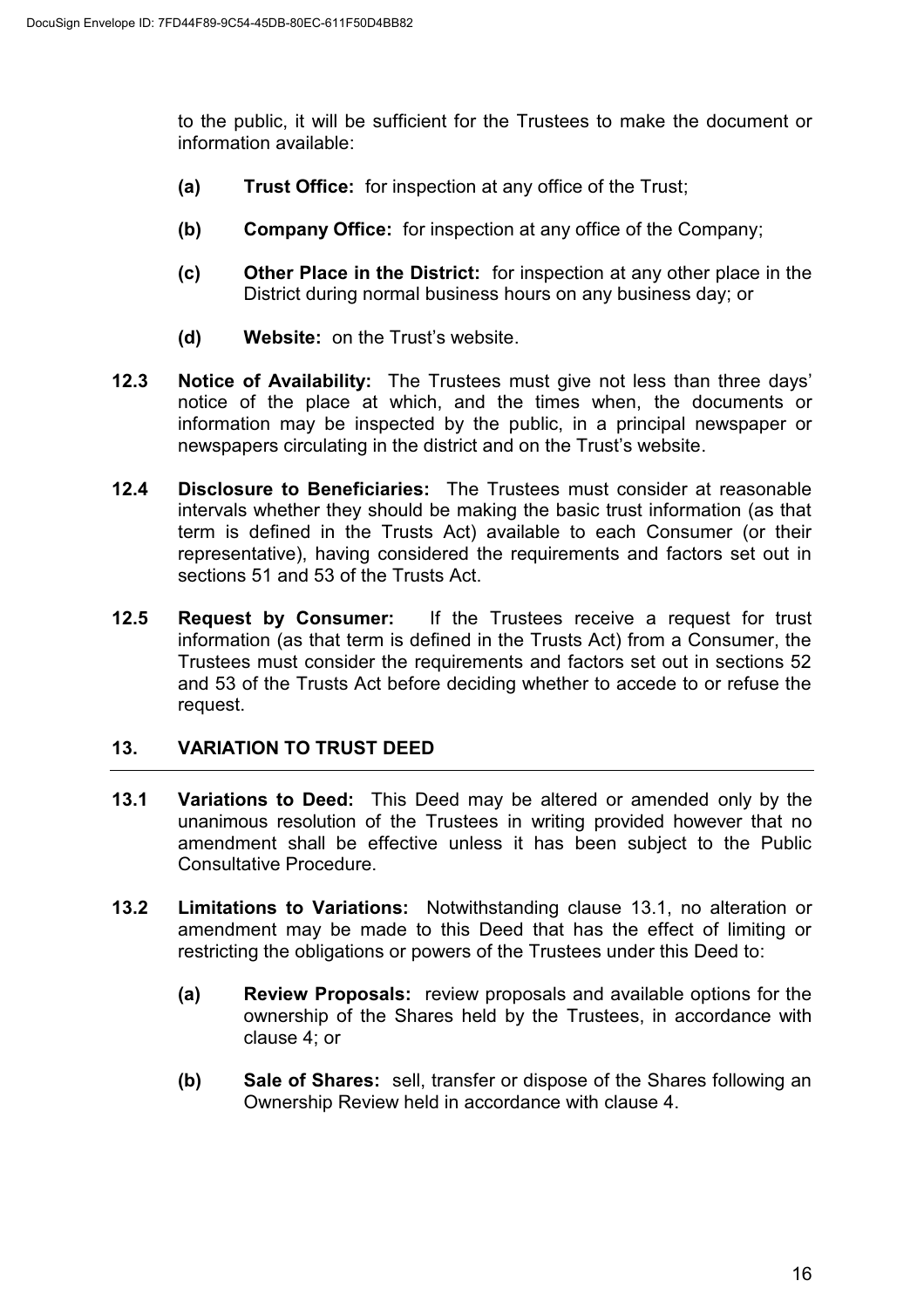to the public, it will be sufficient for the Trustees to make the document or information available:

- **(a) Trust Office:** for inspection at any office of the Trust;
- **(b) Company Office:** for inspection at any office of the Company;
- **(c) Other Place in the District:** for inspection at any other place in the District during normal business hours on any business day; or
- **(d) Website:** on the Trust's website.

**12.3 Notice of Availability:** The Trustees must give not less than three days' notice of the place at which, and the times when, the documents or information may be inspected by the public, in a principal newspaper or newspapers circulating in the district and on the Trust's website.

**12.4 Disclosure to Beneficiaries:** The Trustees must consider at reasonable intervals whether they should be making the basic trust information (as that term is defined in the Trusts Act) available to each Consumer (or their representative), having considered the requirements and factors set out in sections 51 and 53 of the Trusts Act.

**12.5 Request by Consumer:** If the Trustees receive a request for trust information (as that term is defined in the Trusts Act) from a Consumer, the Trustees must consider the requirements and factors set out in sections 52 and 53 of the Trusts Act before deciding whether to accede to or refuse the request.

## 13. VARIATION TO TRUST DEED

**13.1 Variations to Deed:** This Deed may be altered or amended only by the unanimous resolution of the Trustees in writing provided however that no amendment shall be effective unless it has been subject to the Public Consultative Procedure.

**13.2 Limitations to Variations:** Notwithstanding clause 13.1, no alteration or amendment may be made to this Deed that has the effect of limiting or restricting the obligations or powers of the Trustees under this Deed to:

- **(a) Review Proposals:** review proposals and available options for the ownership of the Shares held by the Trustees, in accordance with clause 4; or
- **(b) Sale of Shares:** sell, transfer or dispose of the Shares following an Ownership Review held in accordance with clause 4.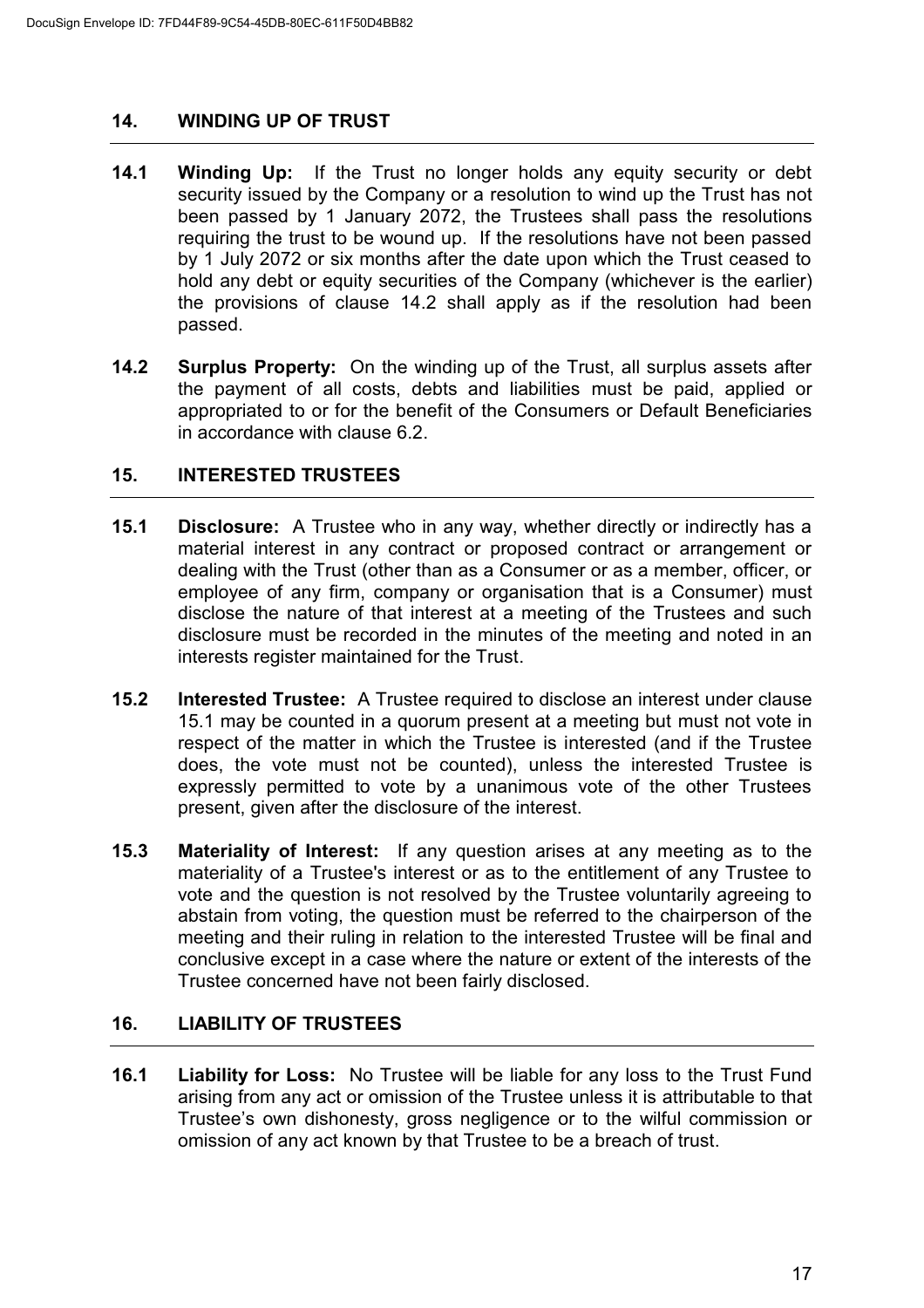## 14. WINDING UP OF TRUST

**14.1 Winding Up:** If the Trust no longer holds any equity security or debt security issued by the Company or a resolution to wind up the Trust has not been passed by 1 January 2072, the Trustees shall pass the resolutions requiring the trust to be wound up. If the resolutions have not been passed by 1 July 2072 or six months after the date upon which the Trust ceased to hold any debt or equity securities of the Company (whichever is the earlier) the provisions of clause 14.2 shall apply as if the resolution had been passed.

**14.2 Surplus Property:** On the winding up of the Trust, all surplus assets after the payment of all costs, debts and liabilities must be paid, applied or appropriated to or for the benefit of the Consumers or Default Beneficiaries in accordance with clause 6.2.

## 15. INTERESTED TRUSTEES

**15.1 Disclosure:** A Trustee who in any way, whether directly or indirectly has a material interest in any contract or proposed contract or arrangement or dealing with the Trust (other than as a Consumer or as a member, officer, or employee of any firm, company or organisation that is a Consumer) must disclose the nature of that interest at a meeting of the Trustees and such disclosure must be recorded in the minutes of the meeting and noted in an interests register maintained for the Trust.

**15.2 Interested Trustee:** A Trustee required to disclose an interest under clause 15.1 may be counted in a quorum present at a meeting but must not vote in respect of the matter in which the Trustee is interested (and if the Trustee does, the vote must not be counted), unless the interested Trustee is expressly permitted to vote by a unanimous vote of the other Trustees present, given after the disclosure of the interest.

**15.3 Materiality of Interest:** If any question arises at any meeting as to the materiality of a Trustee's interest or as to the entitlement of any Trustee to vote and the question is not resolved by the Trustee voluntarily agreeing to abstain from voting, the question must be referred to the chairperson of the meeting and their ruling in relation to the interested Trustee will be final and conclusive except in a case where the nature or extent of the interests of the Trustee concerned have not been fairly disclosed.

## 16. LIABILITY OF TRUSTEES

**16.1 Liability for Loss:** No Trustee will be liable for any loss to the Trust Fund arising from any act or omission of the Trustee unless it is attributable to that Trustee's own dishonesty, gross negligence or to the wilful commission or omission of any act known by that Trustee to be a breach of trust.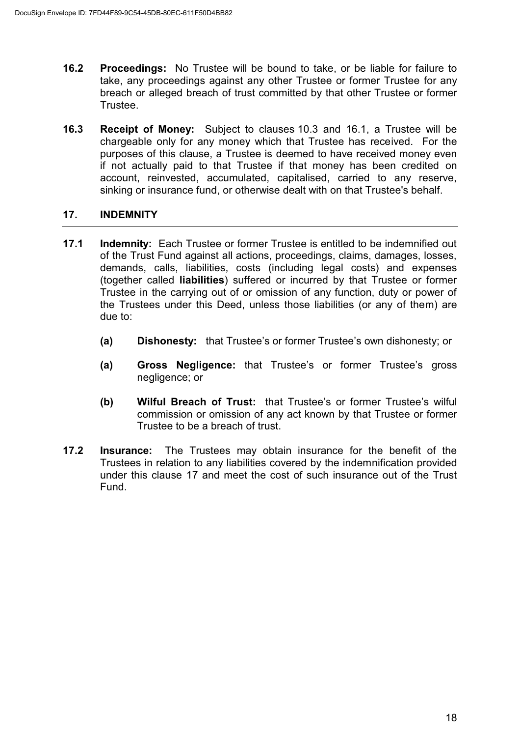**16.2 Proceedings:** No Trustee will be bound to take, or be liable for failure to take, any proceedings against any other Trustee or former Trustee for any breach or alleged breach of trust committed by that other Trustee or former Trustee.

**16.3 Receipt of Money:** Subject to clauses 10.3 and 16.1, a Trustee will be chargeable only for any money which that Trustee has received. For the purposes of this clause, a Trustee is deemed to have received money even if not actually paid to that Trustee if that money has been credited on account, reinvested, accumulated, capitalised, carried to any reserve, sinking or insurance fund, or otherwise dealt with on that Trustee's behalf.

## 17. INDEMNITY

**17.1 Indemnity:** Each Trustee or former Trustee is entitled to be indemnified out of the Trust Fund against all actions, proceedings, claims, damages, losses, demands, calls, liabilities, costs (including legal costs) and expenses (together called **liabilities**) suffered or incurred by that Trustee or former Trustee in the carrying out of or omission of any function, duty or power of the Trustees under this Deed, unless those liabilities (or any of them) are due to:

- **(a) Dishonesty:** that Trustee's or former Trustee's own dishonesty; or
- **(a) Gross Negligence:** that Trustee's or former Trustee's gross negligence; or
- **(b) Wilful Breach of Trust:** that Trustee's or former Trustee's wilful commission or omission of any act known by that Trustee or former Trustee to be a breach of trust.

**17.2 Insurance:** The Trustees may obtain insurance for the benefit of the Trustees in relation to any liabilities covered by the indemnification provided under this clause 17 and meet the cost of such insurance out of the Trust Fund.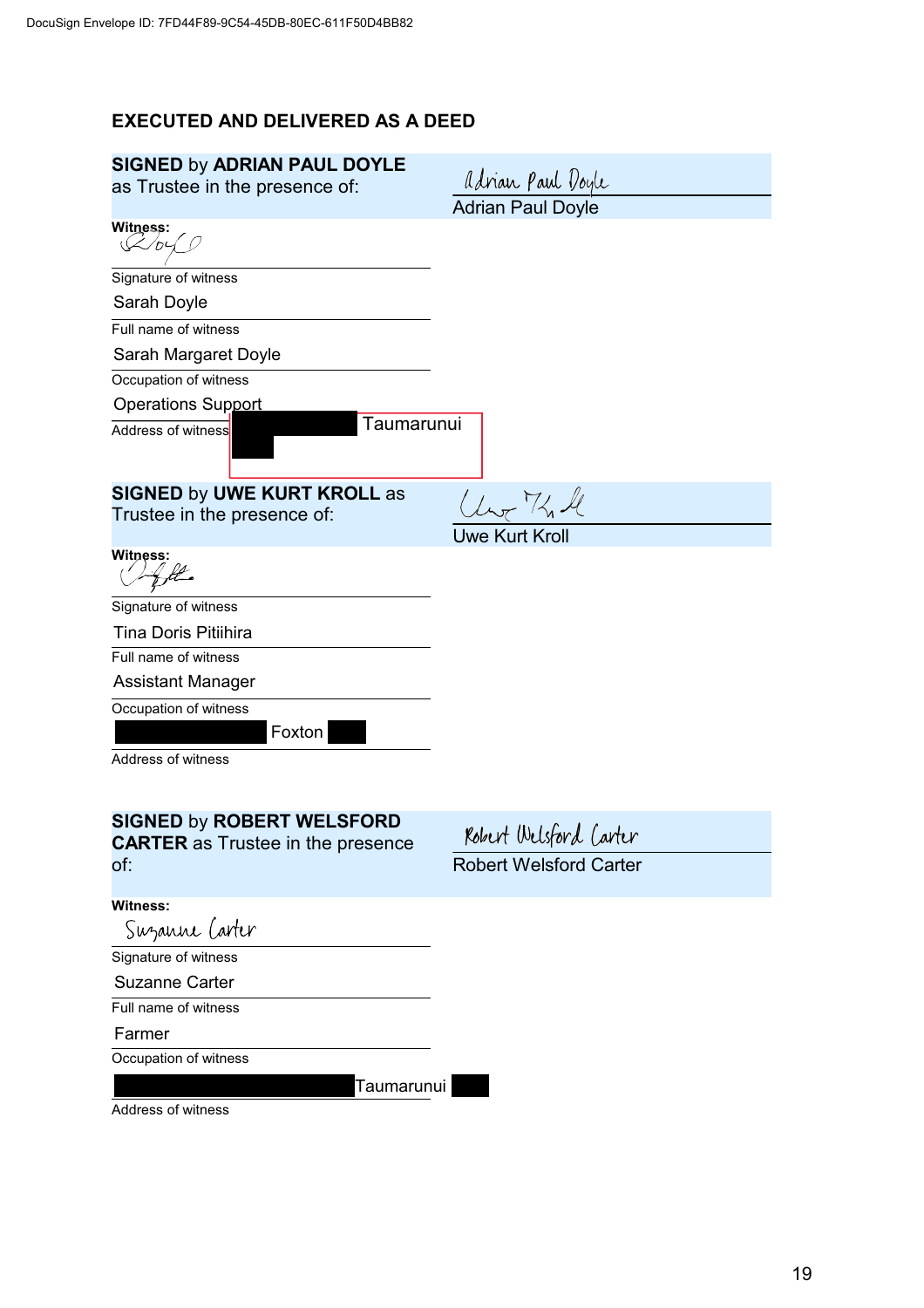DocuSign Envelope ID: 7FD44F89-9C54-45DB-80EC-611F50D4BB82

**EXECUTED AND DELIVERED AS A DEED**

**SIGNED** by **ADRIAN PAUL DOYLE** as Trustee in the presence of:

Adrian Paul Doyle

Adrian Paul Doyle

**Witness:**

Signature of witness

Sarah Doyle

Full name of witness

Sarah Margaret Doyle

Occupation of witness

Operations Support

Address of witness Taumarunui

**SIGNED** by **UWE KURT KROLL** as Trustee in the presence of:

Uwe Kurt Kroll

**Witness:**

Signature of witness

Tina Doris Pitiihira

Full name of witness

Assistant Manager

Occupation of witness

Foxton

Address of witness

**SIGNED** by **ROBERT WELSFORD CARTER** as Trustee in the presence of:

Robert Welsford Carter

Robert Welsford Carter

**Witness:**

Suzanne Carter

Signature of witness

Suzanne Carter

Full name of witness

Farmer

Occupation of witness

Taumarunui

Address of witness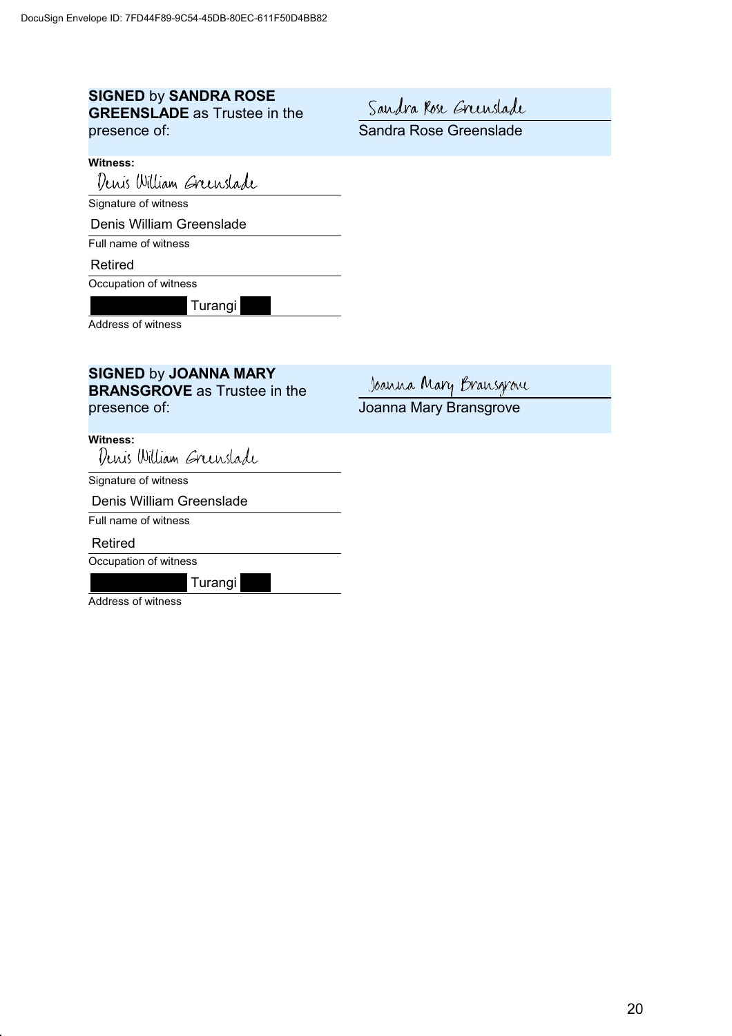DocuSign Envelope ID: 7FD44F89-9C54-45DB-80EC-611F50D4BB82

**SIGNED** by **SANDRA ROSE GREENSLADE** as Trustee in the presence of:

Sandra Rose Greenslade

Sandra Rose Greenslade

**Witness:**

Denis William Greenslade

Signature of witness

Denis William Greenslade

Full name of witness

Retired

Occupation of witness

[redacted] Turangi [redacted]

Address of witness

**SIGNED** by **JOANNA MARY BRANSGROVE** as Trustee in the presence of:

Joanna Mary Bransgrove

Joanna Mary Bransgrove

**Witness:**

Denis William Greenslade

Signature of witness

Denis William Greenslade

Full name of witness

Retired

Occupation of witness

[redacted] Turangi [redacted]

Address of witness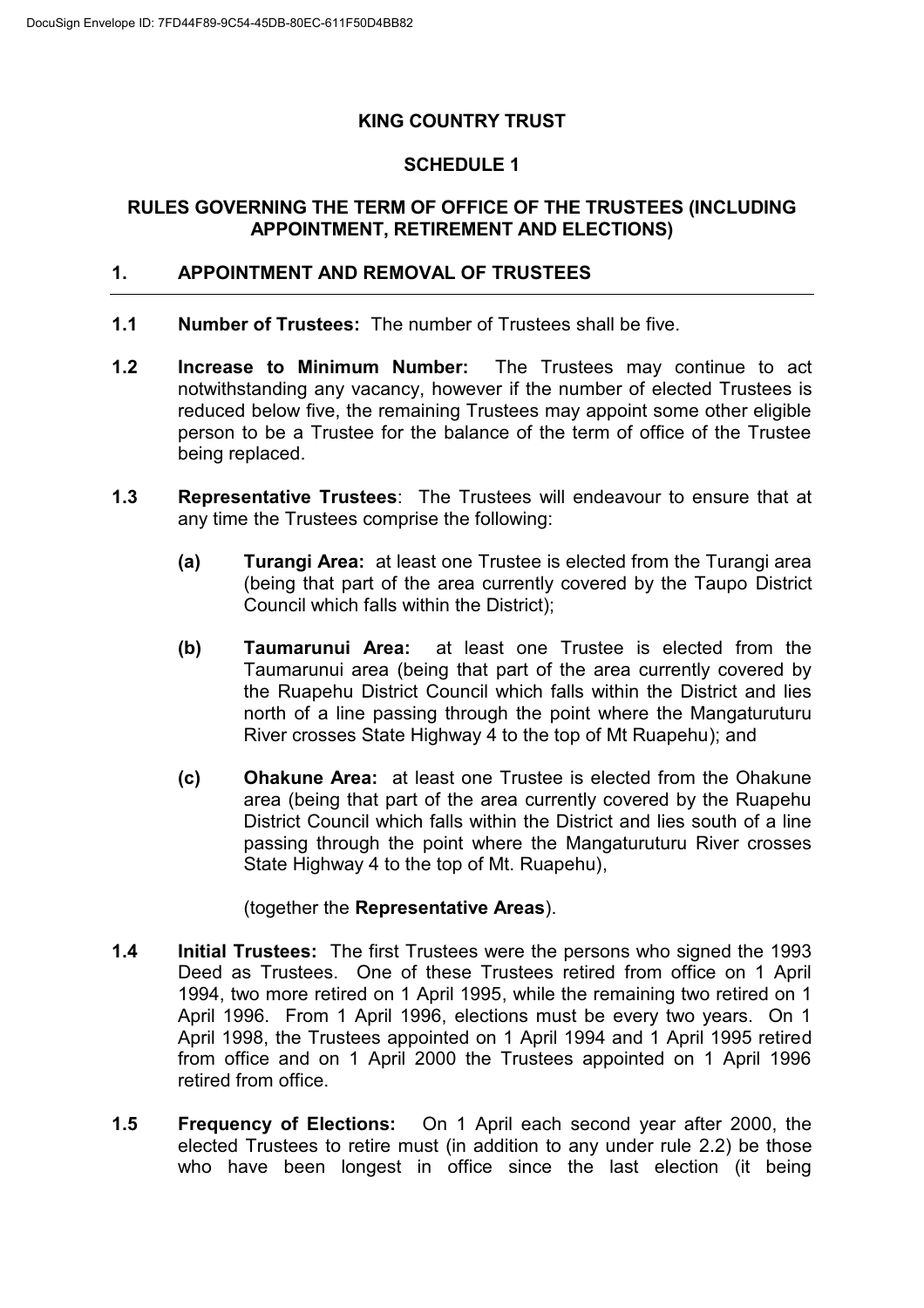**KING COUNTRY TRUST**

**SCHEDULE 1**

**RULES GOVERNING THE TERM OF OFFICE OF THE TRUSTEES (INCLUDING APPOINTMENT, RETIREMENT AND ELECTIONS)**

## 1. APPOINTMENT AND REMOVAL OF TRUSTEES

**1.1 Number of Trustees:** The number of Trustees shall be five.

**1.2 Increase to Minimum Number:** The Trustees may continue to act notwithstanding any vacancy, however if the number of elected Trustees is reduced below five, the remaining Trustees may appoint some other eligible person to be a Trustee for the balance of the term of office of the Trustee being replaced.

**1.3 Representative Trustees**: The Trustees will endeavour to ensure that at any time the Trustees comprise the following:

- **(a) Turangi Area:** at least one Trustee is elected from the Turangi area (being that part of the area currently covered by the Taupo District Council which falls within the District);
- **(b) Taumarunui Area:** at least one Trustee is elected from the Taumarunui area (being that part of the area currently covered by the Ruapehu District Council which falls within the District and lies north of a line passing through the point where the Mangaturuturu River crosses State Highway 4 to the top of Mt Ruapehu); and
- **(c) Ohakune Area:** at least one Trustee is elected from the Ohakune area (being that part of the area currently covered by the Ruapehu District Council which falls within the District and lies south of a line passing through the point where the Mangaturuturu River crosses State Highway 4 to the top of Mt. Ruapehu),

(together the **Representative Areas**).

**1.4 Initial Trustees:** The first Trustees were the persons who signed the 1993 Deed as Trustees. One of these Trustees retired from office on 1 April 1994, two more retired on 1 April 1995, while the remaining two retired on 1 April 1996. From 1 April 1996, elections must be every two years. On 1 April 1998, the Trustees appointed on 1 April 1994 and 1 April 1995 retired from office and on 1 April 2000 the Trustees appointed on 1 April 1996 retired from office.

**1.5 Frequency of Elections:** On 1 April each second year after 2000, the elected Trustees to retire must (in addition to any under rule 2.2) be those who have been longest in office since the last election (it being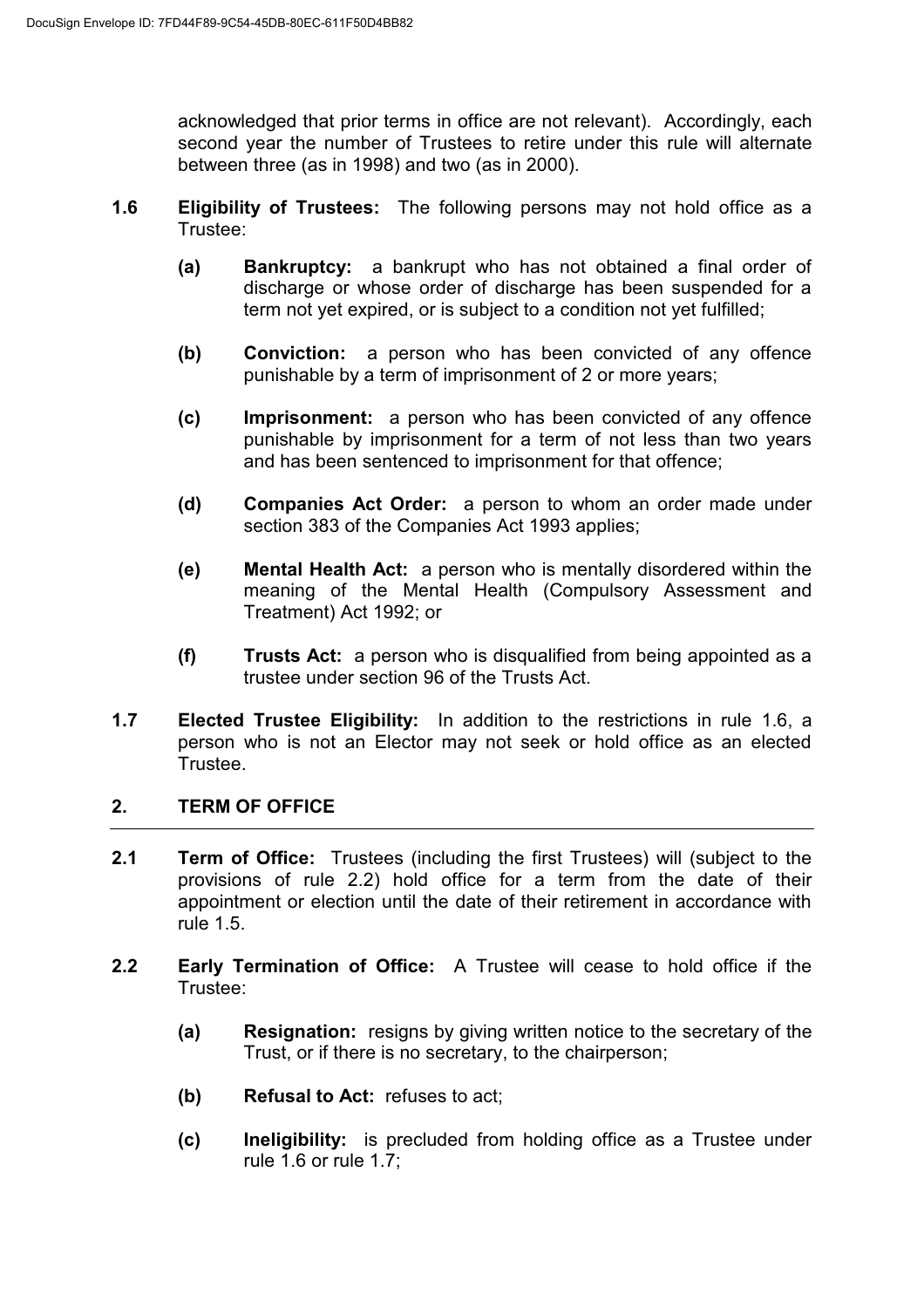acknowledged that prior terms in office are not relevant). Accordingly, each second year the number of Trustees to retire under this rule will alternate between three (as in 1998) and two (as in 2000).

**1.6 Eligibility of Trustees:** The following persons may not hold office as a Trustee:

**(a) Bankruptcy:** a bankrupt who has not obtained a final order of discharge or whose order of discharge has been suspended for a term not yet expired, or is subject to a condition not yet fulfilled;

**(b) Conviction:** a person who has been convicted of any offence punishable by a term of imprisonment of 2 or more years;

**(c) Imprisonment:** a person who has been convicted of any offence punishable by imprisonment for a term of not less than two years and has been sentenced to imprisonment for that offence;

**(d) Companies Act Order:** a person to whom an order made under section 383 of the Companies Act 1993 applies;

**(e) Mental Health Act:** a person who is mentally disordered within the meaning of the Mental Health (Compulsory Assessment and Treatment) Act 1992; or

**(f) Trusts Act:** a person who is disqualified from being appointed as a trustee under section 96 of the Trusts Act.

**1.7 Elected Trustee Eligibility:** In addition to the restrictions in rule 1.6, a person who is not an Elector may not seek or hold office as an elected Trustee.

## 2. TERM OF OFFICE

**2.1 Term of Office:** Trustees (including the first Trustees) will (subject to the provisions of rule 2.2) hold office for a term from the date of their appointment or election until the date of their retirement in accordance with rule 1.5.

**2.2 Early Termination of Office:** A Trustee will cease to hold office if the Trustee:

**(a) Resignation:** resigns by giving written notice to the secretary of the Trust, or if there is no secretary, to the chairperson;

**(b) Refusal to Act:** refuses to act;

**(c) Ineligibility:** is precluded from holding office as a Trustee under rule 1.6 or rule 1.7;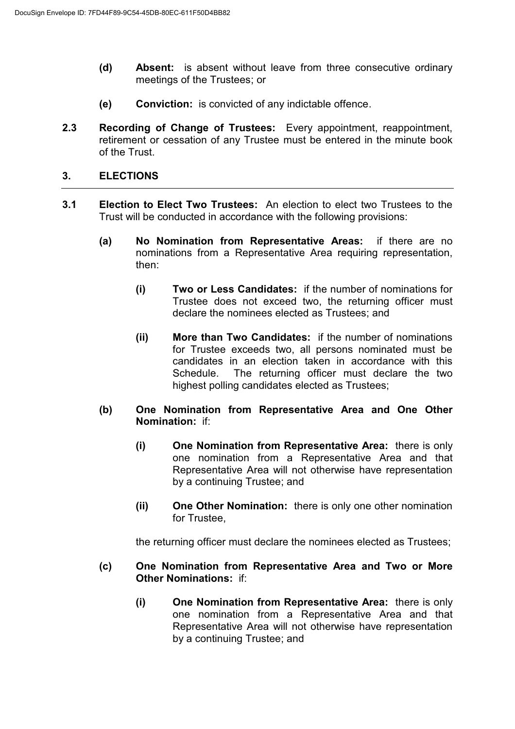- **(d)** **Absent:** is absent without leave from three consecutive ordinary meetings of the Trustees; or

- **(e)** **Conviction:** is convicted of any indictable offence.

**2.3** **Recording of Change of Trustees:** Every appointment, reappointment, retirement or cessation of any Trustee must be entered in the minute book of the Trust.

## 3. ELECTIONS

**3.1** **Election to Elect Two Trustees:** An election to elect two Trustees to the Trust will be conducted in accordance with the following provisions:

- **(a)** **No Nomination from Representative Areas:** if there are no nominations from a Representative Area requiring representation, then:

  - **(i)** **Two or Less Candidates:** if the number of nominations for Trustee does not exceed two, the returning officer must declare the nominees elected as Trustees; and

  - **(ii)** **More than Two Candidates:** if the number of nominations for Trustee exceeds two, all persons nominated must be candidates in an election taken in accordance with this Schedule. The returning officer must declare the two highest polling candidates elected as Trustees;

- **(b)** **One Nomination from Representative Area and One Other Nomination:** if:

  - **(i)** **One Nomination from Representative Area:** there is only one nomination from a Representative Area and that Representative Area will not otherwise have representation by a continuing Trustee; and

  - **(ii)** **One Other Nomination:** there is only one other nomination for Trustee,

  the returning officer must declare the nominees elected as Trustees;

- **(c)** **One Nomination from Representative Area and Two or More Other Nominations:** if:

  - **(i)** **One Nomination from Representative Area:** there is only one nomination from a Representative Area and that Representative Area will not otherwise have representation by a continuing Trustee; and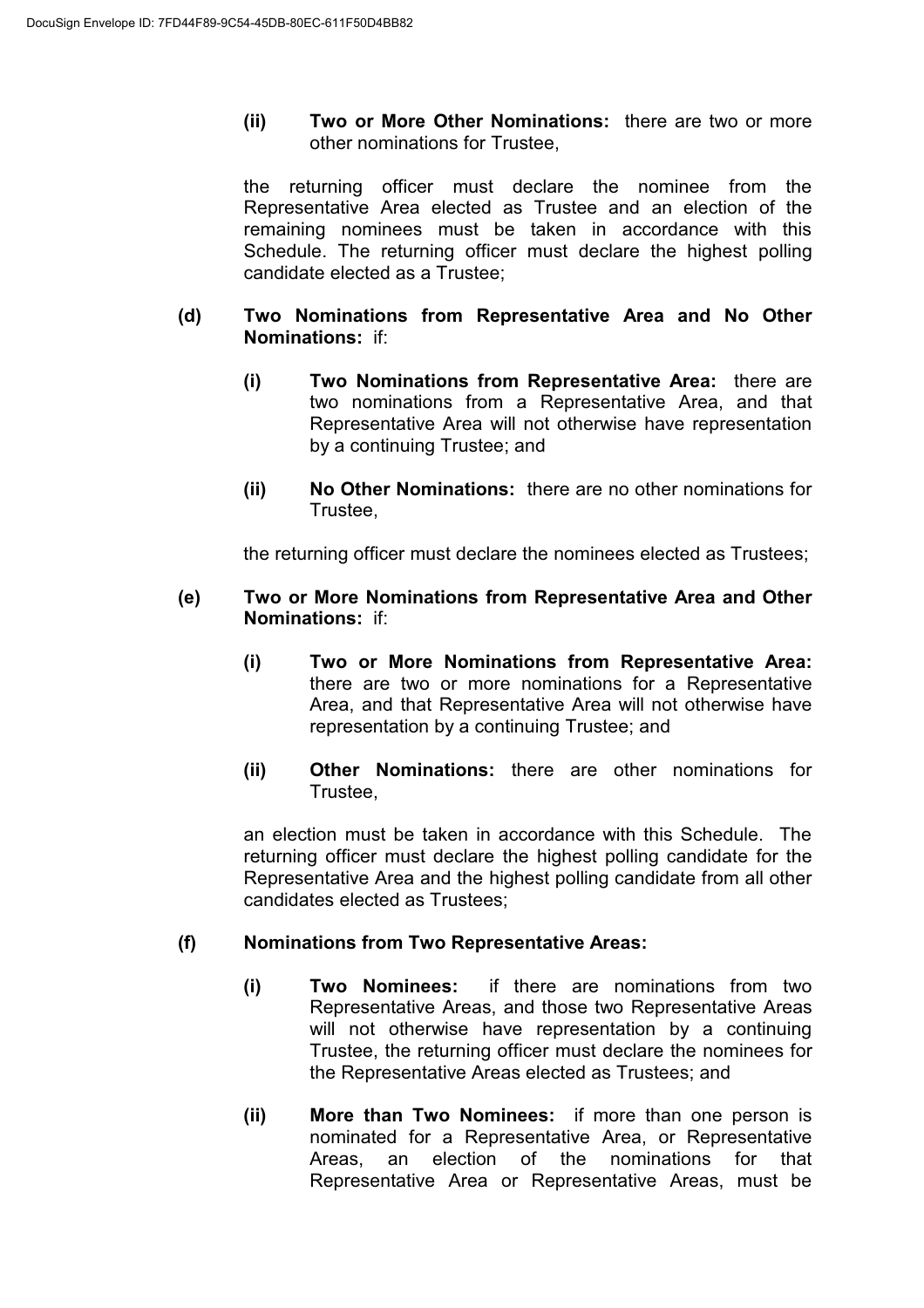(ii) **Two or More Other Nominations:** there are two or more other nominations for Trustee,

the returning officer must declare the nominee from the Representative Area elected as Trustee and an election of the remaining nominees must be taken in accordance with this Schedule. The returning officer must declare the highest polling candidate elected as a Trustee;

(d) **Two Nominations from Representative Area and No Other Nominations:** if:

(i) **Two Nominations from Representative Area:** there are two nominations from a Representative Area, and that Representative Area will not otherwise have representation by a continuing Trustee; and

(ii) **No Other Nominations:** there are no other nominations for Trustee,

the returning officer must declare the nominees elected as Trustees;

(e) **Two or More Nominations from Representative Area and Other Nominations:** if:

(i) **Two or More Nominations from Representative Area:** there are two or more nominations for a Representative Area, and that Representative Area will not otherwise have representation by a continuing Trustee; and

(ii) **Other Nominations:** there are other nominations for Trustee,

an election must be taken in accordance with this Schedule. The returning officer must declare the highest polling candidate for the Representative Area and the highest polling candidate from all other candidates elected as Trustees;

(f) **Nominations from Two Representative Areas:**

(i) **Two Nominees:** if there are nominations from two Representative Areas, and those two Representative Areas will not otherwise have representation by a continuing Trustee, the returning officer must declare the nominees for the Representative Areas elected as Trustees; and

(ii) **More than Two Nominees:** if more than one person is nominated for a Representative Area, or Representative Areas, an election of the nominations for that Representative Area or Representative Areas, must be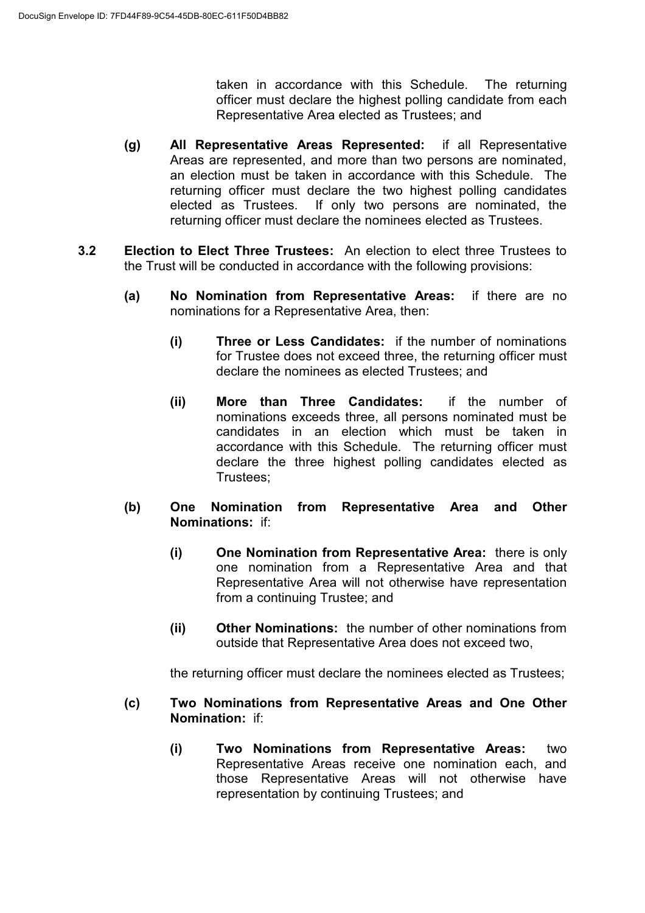taken in accordance with this Schedule. The returning officer must declare the highest polling candidate from each Representative Area elected as Trustees; and

**(g) All Representative Areas Represented:** if all Representative Areas are represented, and more than two persons are nominated, an election must be taken in accordance with this Schedule. The returning officer must declare the two highest polling candidates elected as Trustees. If only two persons are nominated, the returning officer must declare the nominees elected as Trustees.

**3.2 Election to Elect Three Trustees:** An election to elect three Trustees to the Trust will be conducted in accordance with the following provisions:

**(a) No Nomination from Representative Areas:** if there are no nominations for a Representative Area, then:

**(i) Three or Less Candidates:** if the number of nominations for Trustee does not exceed three, the returning officer must declare the nominees as elected Trustees; and

**(ii) More than Three Candidates:** if the number of nominations exceeds three, all persons nominated must be candidates in an election which must be taken in accordance with this Schedule. The returning officer must declare the three highest polling candidates elected as Trustees;

**(b) One Nomination from Representative Area and Other Nominations:** if:

**(i) One Nomination from Representative Area:** there is only one nomination from a Representative Area and that Representative Area will not otherwise have representation from a continuing Trustee; and

**(ii) Other Nominations:** the number of other nominations from outside that Representative Area does not exceed two,

the returning officer must declare the nominees elected as Trustees;

**(c) Two Nominations from Representative Areas and One Other Nomination:** if:

**(i) Two Nominations from Representative Areas:** two Representative Areas receive one nomination each, and those Representative Areas will not otherwise have representation by continuing Trustees; and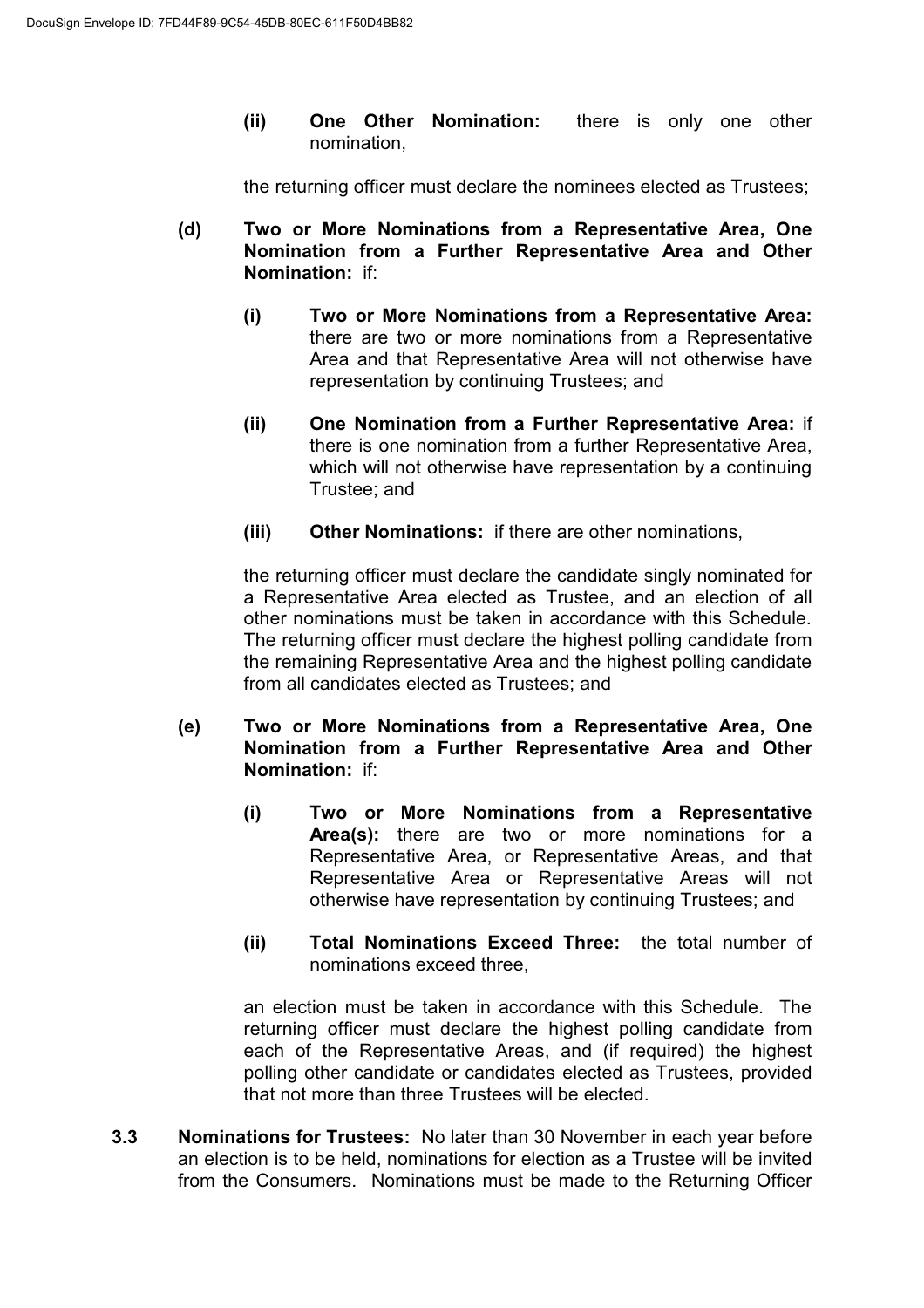(ii) **One Other Nomination:** there is only one other nomination,

the returning officer must declare the nominees elected as Trustees;

(d) **Two or More Nominations from a Representative Area, One Nomination from a Further Representative Area and Other Nomination:** if:

(i) **Two or More Nominations from a Representative Area:** there are two or more nominations from a Representative Area and that Representative Area will not otherwise have representation by continuing Trustees; and

(ii) **One Nomination from a Further Representative Area:** if there is one nomination from a further Representative Area, which will not otherwise have representation by a continuing Trustee; and

(iii) **Other Nominations:** if there are other nominations,

the returning officer must declare the candidate singly nominated for a Representative Area elected as Trustee, and an election of all other nominations must be taken in accordance with this Schedule. The returning officer must declare the highest polling candidate from the remaining Representative Area and the highest polling candidate from all candidates elected as Trustees; and

(e) **Two or More Nominations from a Representative Area, One Nomination from a Further Representative Area and Other Nomination:** if:

(i) **Two or More Nominations from a Representative Area(s):** there are two or more nominations for a Representative Area, or Representative Areas, and that Representative Area or Representative Areas will not otherwise have representation by continuing Trustees; and

(ii) **Total Nominations Exceed Three:** the total number of nominations exceed three,

an election must be taken in accordance with this Schedule. The returning officer must declare the highest polling candidate from each of the Representative Areas, and (if required) the highest polling other candidate or candidates elected as Trustees, provided that not more than three Trustees will be elected.

3.3 **Nominations for Trustees:** No later than 30 November in each year before an election is to be held, nominations for election as a Trustee will be invited from the Consumers. Nominations must be made to the Returning Officer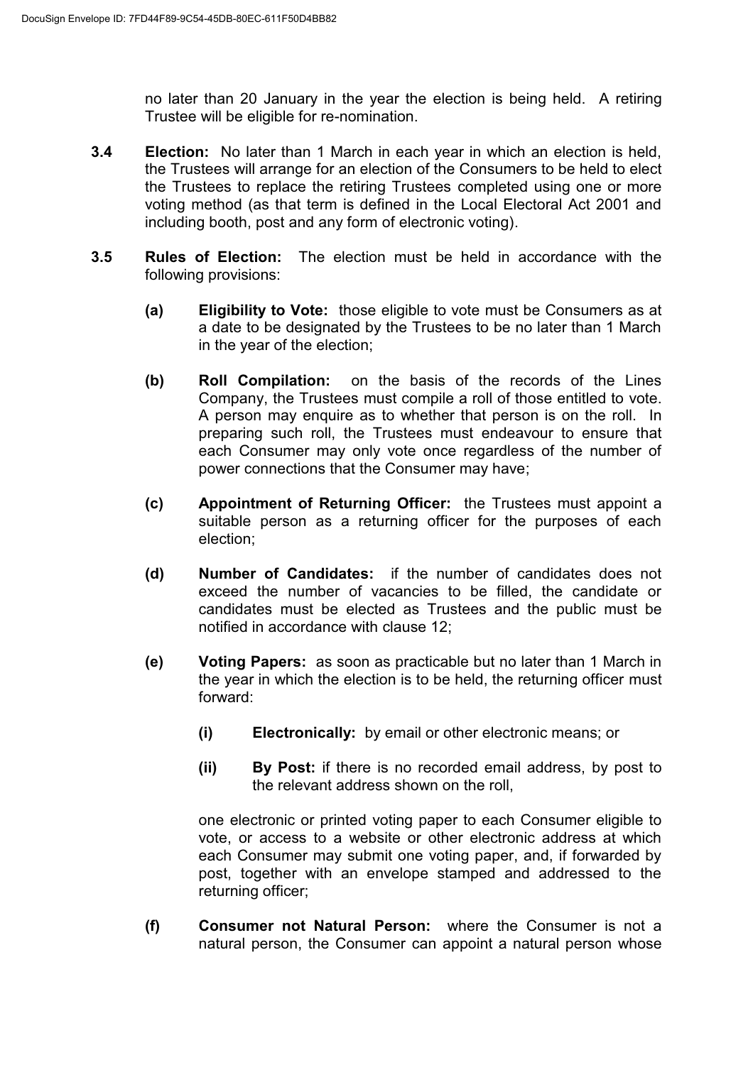no later than 20 January in the year the election is being held. A retiring Trustee will be eligible for re-nomination.

**3.4** **Election:** No later than 1 March in each year in which an election is held, the Trustees will arrange for an election of the Consumers to be held to elect the Trustees to replace the retiring Trustees completed using one or more voting method (as that term is defined in the Local Electoral Act 2001 and including booth, post and any form of electronic voting).

**3.5** **Rules of Election:** The election must be held in accordance with the following provisions:

**(a)** **Eligibility to Vote:** those eligible to vote must be Consumers as at a date to be designated by the Trustees to be no later than 1 March in the year of the election;

**(b)** **Roll Compilation:** on the basis of the records of the Lines Company, the Trustees must compile a roll of those entitled to vote. A person may enquire as to whether that person is on the roll. In preparing such roll, the Trustees must endeavour to ensure that each Consumer may only vote once regardless of the number of power connections that the Consumer may have;

**(c)** **Appointment of Returning Officer:** the Trustees must appoint a suitable person as a returning officer for the purposes of each election;

**(d)** **Number of Candidates:** if the number of candidates does not exceed the number of vacancies to be filled, the candidate or candidates must be elected as Trustees and the public must be notified in accordance with clause 12;

**(e)** **Voting Papers:** as soon as practicable but no later than 1 March in the year in which the election is to be held, the returning officer must forward:

**(i)** **Electronically:** by email or other electronic means; or

**(ii)** **By Post:** if there is no recorded email address, by post to the relevant address shown on the roll,

one electronic or printed voting paper to each Consumer eligible to vote, or access to a website or other electronic address at which each Consumer may submit one voting paper, and, if forwarded by post, together with an envelope stamped and addressed to the returning officer;

**(f)** **Consumer not Natural Person:** where the Consumer is not a natural person, the Consumer can appoint a natural person whose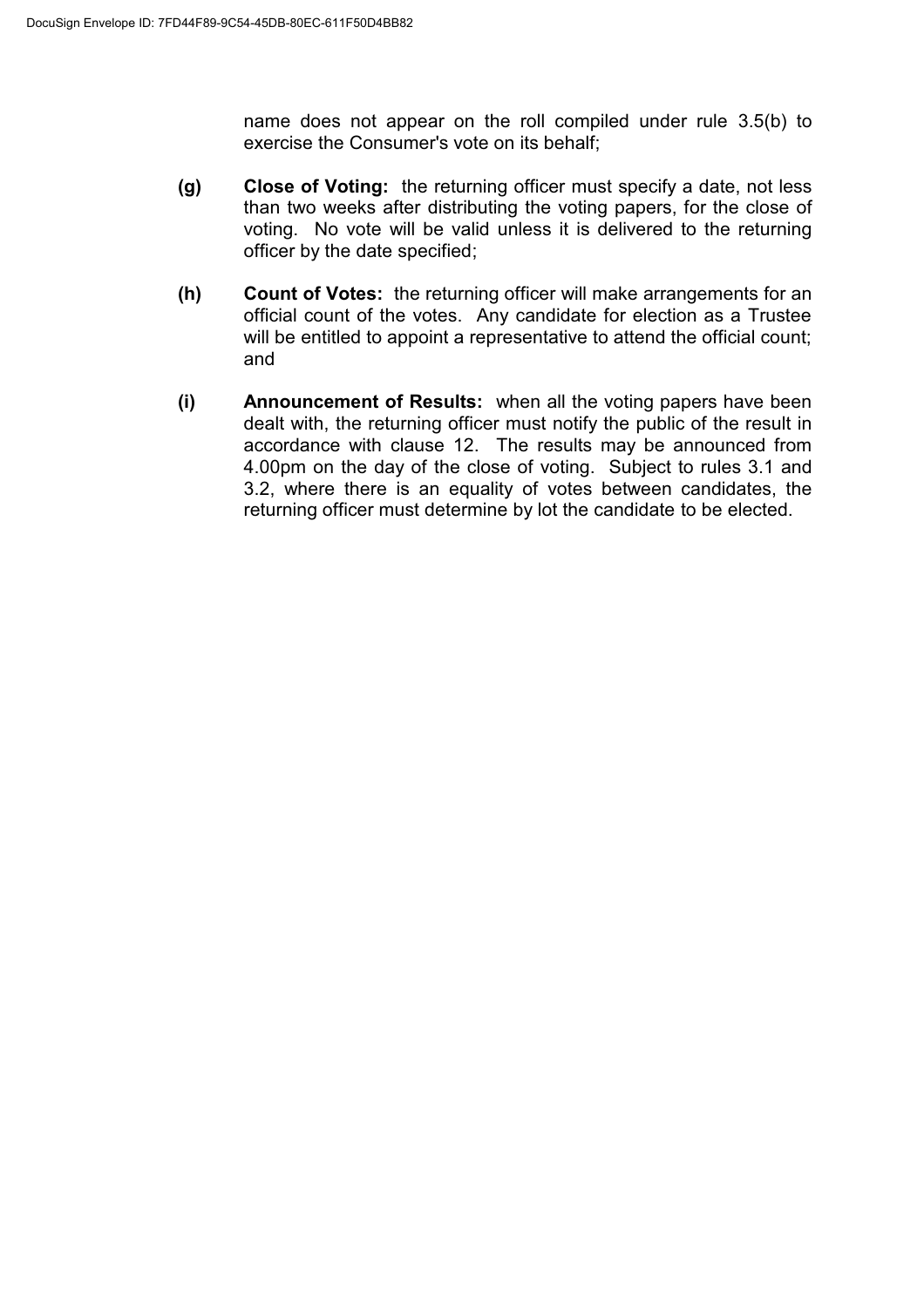name does not appear on the roll compiled under rule 3.5(b) to exercise the Consumer's vote on its behalf;

**(g)** **Close of Voting:** the returning officer must specify a date, not less than two weeks after distributing the voting papers, for the close of voting. No vote will be valid unless it is delivered to the returning officer by the date specified;

**(h)** **Count of Votes:** the returning officer will make arrangements for an official count of the votes. Any candidate for election as a Trustee will be entitled to appoint a representative to attend the official count; and

**(i)** **Announcement of Results:** when all the voting papers have been dealt with, the returning officer must notify the public of the result in accordance with clause 12. The results may be announced from 4.00pm on the day of the close of voting. Subject to rules 3.1 and 3.2, where there is an equality of votes between candidates, the returning officer must determine by lot the candidate to be elected.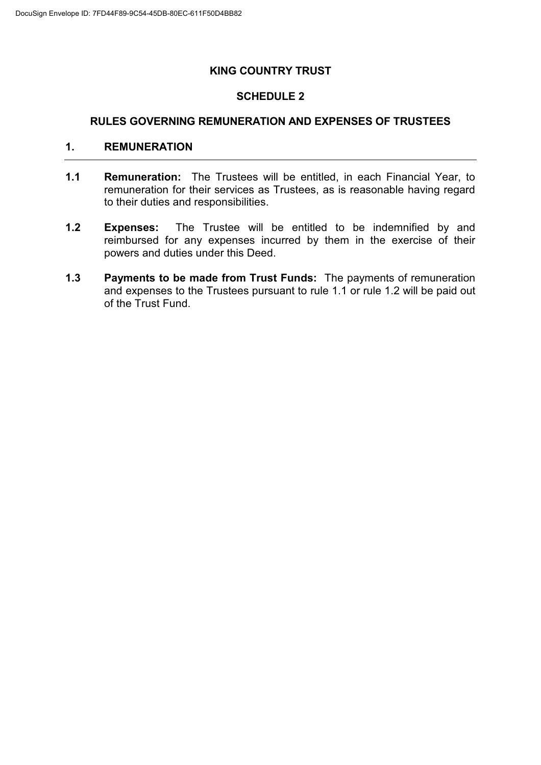**KING COUNTRY TRUST**

**SCHEDULE 2**

**RULES GOVERNING REMUNERATION AND EXPENSES OF TRUSTEES**

## 1. REMUNERATION

**1.1 Remuneration:** The Trustees will be entitled, in each Financial Year, to remuneration for their services as Trustees, as is reasonable having regard to their duties and responsibilities.

**1.2 Expenses:** The Trustee will be entitled to be indemnified by and reimbursed for any expenses incurred by them in the exercise of their powers and duties under this Deed.

**1.3 Payments to be made from Trust Funds:** The payments of remuneration and expenses to the Trustees pursuant to rule 1.1 or rule 1.2 will be paid out of the Trust Fund.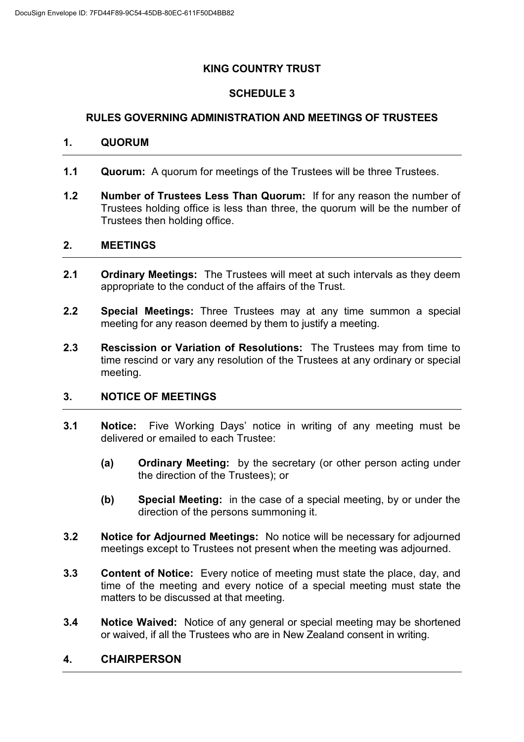# KING COUNTRY TRUST

## SCHEDULE 3

## RULES GOVERNING ADMINISTRATION AND MEETINGS OF TRUSTEES

### 1. QUORUM

**1.1 Quorum:** A quorum for meetings of the Trustees will be three Trustees.

**1.2 Number of Trustees Less Than Quorum:** If for any reason the number of Trustees holding office is less than three, the quorum will be the number of Trustees then holding office.

### 2. MEETINGS

**2.1 Ordinary Meetings:** The Trustees will meet at such intervals as they deem appropriate to the conduct of the affairs of the Trust.

**2.2 Special Meetings:** Three Trustees may at any time summon a special meeting for any reason deemed by them to justify a meeting.

**2.3 Rescission or Variation of Resolutions:** The Trustees may from time to time rescind or vary any resolution of the Trustees at any ordinary or special meeting.

### 3. NOTICE OF MEETINGS

**3.1 Notice:** Five Working Days' notice in writing of any meeting must be delivered or emailed to each Trustee:

- **(a) Ordinary Meeting:** by the secretary (or other person acting under the direction of the Trustees); or
- **(b) Special Meeting:** in the case of a special meeting, by or under the direction of the persons summoning it.

**3.2 Notice for Adjourned Meetings:** No notice will be necessary for adjourned meetings except to Trustees not present when the meeting was adjourned.

**3.3 Content of Notice:** Every notice of meeting must state the place, day, and time of the meeting and every notice of a special meeting must state the matters to be discussed at that meeting.

**3.4 Notice Waived:** Notice of any general or special meeting may be shortened or waived, if all the Trustees who are in New Zealand consent in writing.

### 4. CHAIRPERSON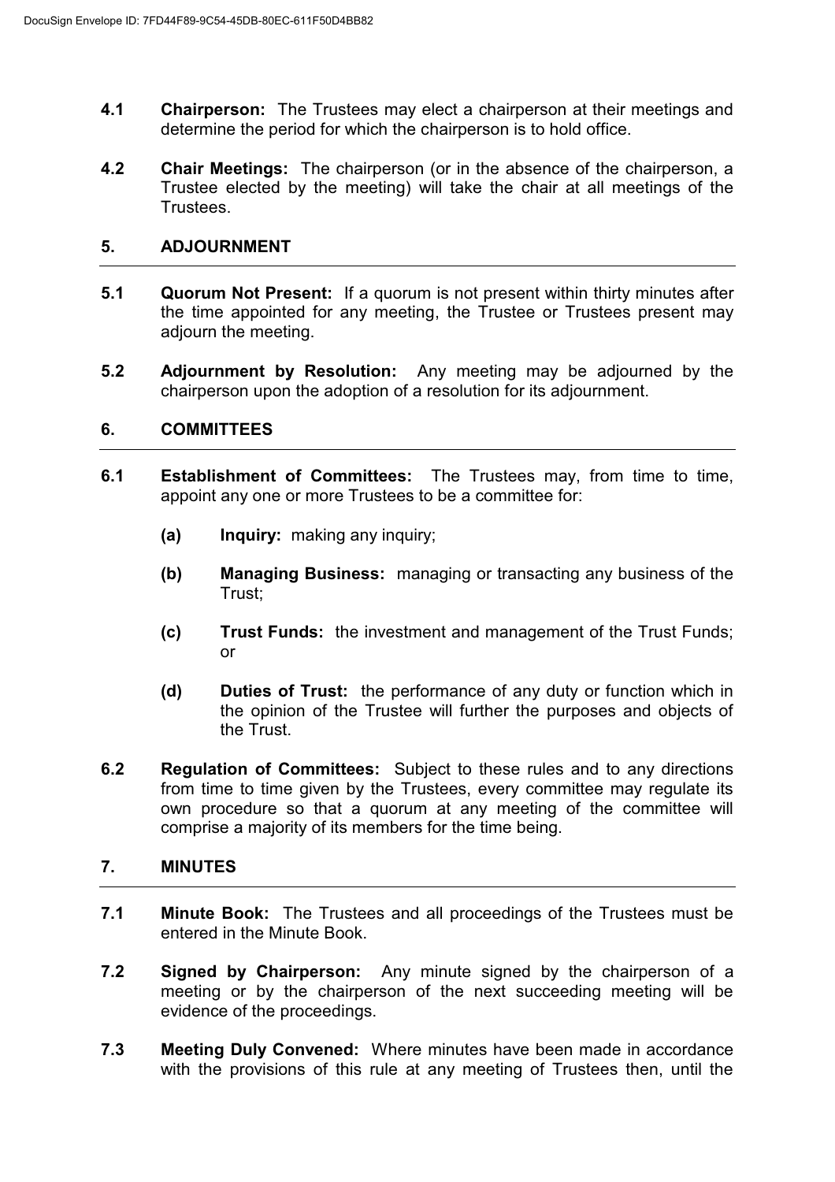**4.1 Chairperson:** The Trustees may elect a chairperson at their meetings and determine the period for which the chairperson is to hold office.

**4.2 Chair Meetings:** The chairperson (or in the absence of the chairperson, a Trustee elected by the meeting) will take the chair at all meetings of the Trustees.

## 5. ADJOURNMENT

**5.1 Quorum Not Present:** If a quorum is not present within thirty minutes after the time appointed for any meeting, the Trustee or Trustees present may adjourn the meeting.

**5.2 Adjournment by Resolution:** Any meeting may be adjourned by the chairperson upon the adoption of a resolution for its adjournment.

## 6. COMMITTEES

**6.1 Establishment of Committees:** The Trustees may, from time to time, appoint any one or more Trustees to be a committee for:

- **(a) Inquiry:** making any inquiry;
- **(b) Managing Business:** managing or transacting any business of the Trust;
- **(c) Trust Funds:** the investment and management of the Trust Funds; or
- **(d) Duties of Trust:** the performance of any duty or function which in the opinion of the Trustee will further the purposes and objects of the Trust.

**6.2 Regulation of Committees:** Subject to these rules and to any directions from time to time given by the Trustees, every committee may regulate its own procedure so that a quorum at any meeting of the committee will comprise a majority of its members for the time being.

## 7. MINUTES

**7.1 Minute Book:** The Trustees and all proceedings of the Trustees must be entered in the Minute Book.

**7.2 Signed by Chairperson:** Any minute signed by the chairperson of a meeting or by the chairperson of the next succeeding meeting will be evidence of the proceedings.

**7.3 Meeting Duly Convened:** Where minutes have been made in accordance with the provisions of this rule at any meeting of Trustees then, until the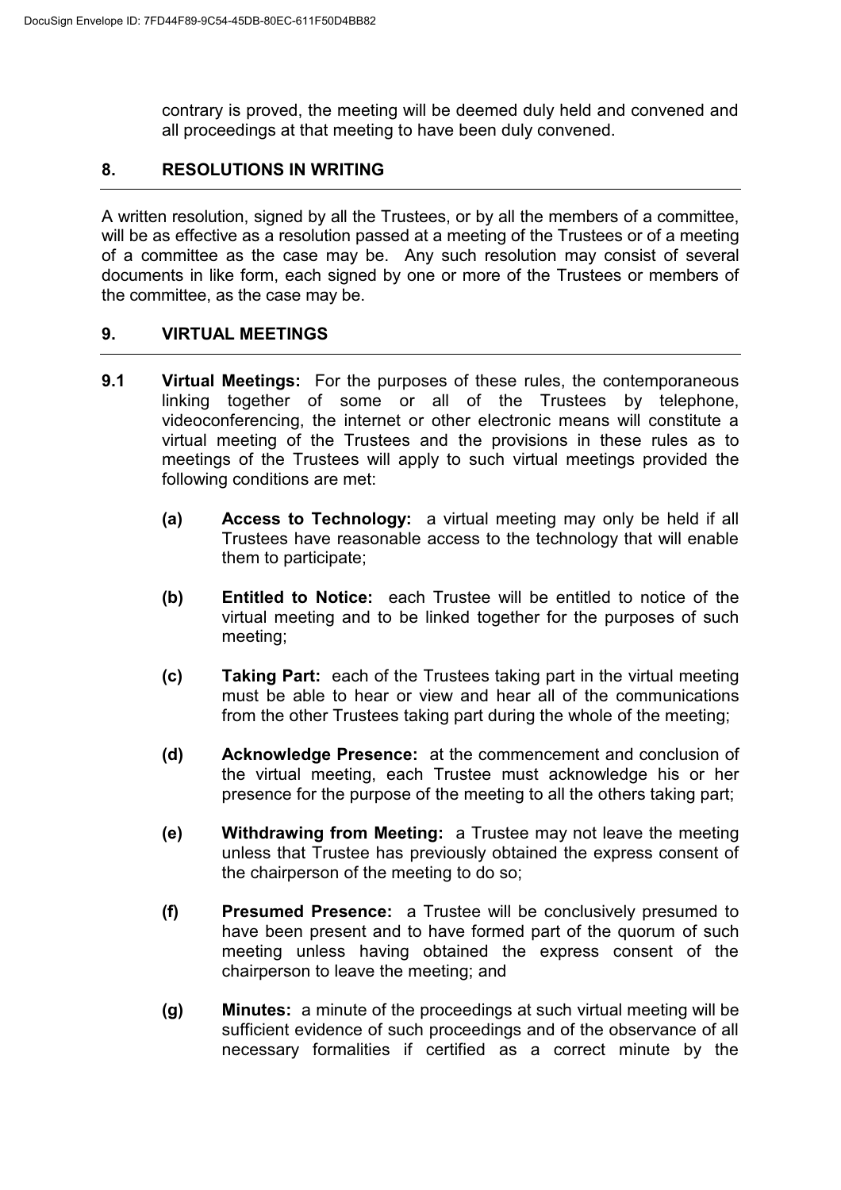contrary is proved, the meeting will be deemed duly held and convened and all proceedings at that meeting to have been duly convened.

## 8. RESOLUTIONS IN WRITING

A written resolution, signed by all the Trustees, or by all the members of a committee, will be as effective as a resolution passed at a meeting of the Trustees or of a meeting of a committee as the case may be. Any such resolution may consist of several documents in like form, each signed by one or more of the Trustees or members of the committee, as the case may be.

## 9. VIRTUAL MEETINGS

**9.1** **Virtual Meetings:** For the purposes of these rules, the contemporaneous linking together of some or all of the Trustees by telephone, videoconferencing, the internet or other electronic means will constitute a virtual meeting of the Trustees and the provisions in these rules as to meetings of the Trustees will apply to such virtual meetings provided the following conditions are met:

- **(a)** **Access to Technology:** a virtual meeting may only be held if all Trustees have reasonable access to the technology that will enable them to participate;

- **(b)** **Entitled to Notice:** each Trustee will be entitled to notice of the virtual meeting and to be linked together for the purposes of such meeting;

- **(c)** **Taking Part:** each of the Trustees taking part in the virtual meeting must be able to hear or view and hear all of the communications from the other Trustees taking part during the whole of the meeting;

- **(d)** **Acknowledge Presence:** at the commencement and conclusion of the virtual meeting, each Trustee must acknowledge his or her presence for the purpose of the meeting to all the others taking part;

- **(e)** **Withdrawing from Meeting:** a Trustee may not leave the meeting unless that Trustee has previously obtained the express consent of the chairperson of the meeting to do so;

- **(f)** **Presumed Presence:** a Trustee will be conclusively presumed to have been present and to have formed part of the quorum of such meeting unless having obtained the express consent of the chairperson to leave the meeting; and

- **(g)** **Minutes:** a minute of the proceedings at such virtual meeting will be sufficient evidence of such proceedings and of the observance of all necessary formalities if certified as a correct minute by the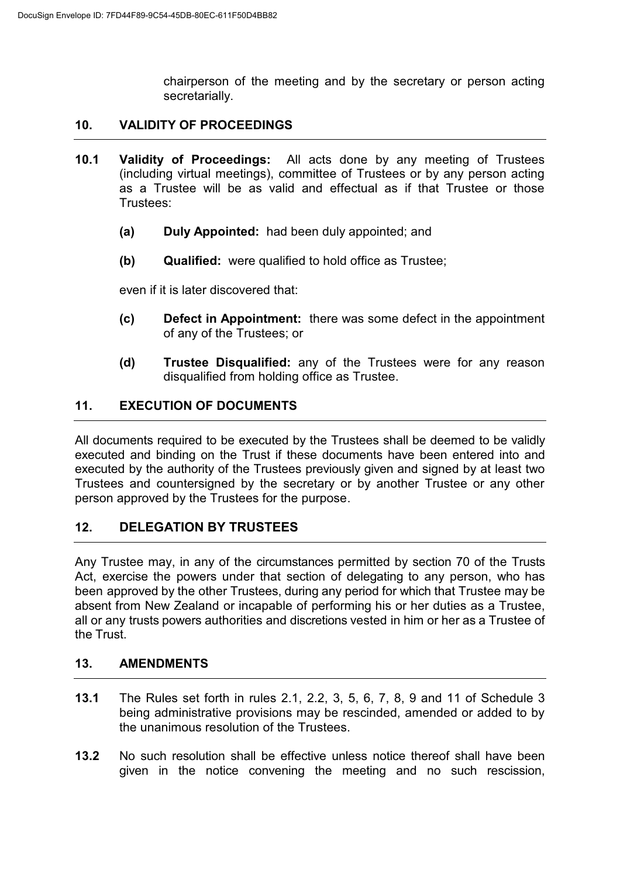chairperson of the meeting and by the secretary or person acting secretarially.

## 10. VALIDITY OF PROCEEDINGS

**10.1 Validity of Proceedings:** All acts done by any meeting of Trustees (including virtual meetings), committee of Trustees or by any person acting as a Trustee will be as valid and effectual as if that Trustee or those Trustees:

**(a) Duly Appointed:** had been duly appointed; and

**(b) Qualified:** were qualified to hold office as Trustee;

even if it is later discovered that:

**(c) Defect in Appointment:** there was some defect in the appointment of any of the Trustees; or

**(d) Trustee Disqualified:** any of the Trustees were for any reason disqualified from holding office as Trustee.

## 11. EXECUTION OF DOCUMENTS

All documents required to be executed by the Trustees shall be deemed to be validly executed and binding on the Trust if these documents have been entered into and executed by the authority of the Trustees previously given and signed by at least two Trustees and countersigned by the secretary or by another Trustee or any other person approved by the Trustees for the purpose.

## 12. DELEGATION BY TRUSTEES

Any Trustee may, in any of the circumstances permitted by section 70 of the Trusts Act, exercise the powers under that section of delegating to any person, who has been approved by the other Trustees, during any period for which that Trustee may be absent from New Zealand or incapable of performing his or her duties as a Trustee, all or any trusts powers authorities and discretions vested in him or her as a Trustee of the Trust.

## 13. AMENDMENTS

**13.1** The Rules set forth in rules 2.1, 2.2, 3, 5, 6, 7, 8, 9 and 11 of Schedule 3 being administrative provisions may be rescinded, amended or added to by the unanimous resolution of the Trustees.

**13.2** No such resolution shall be effective unless notice thereof shall have been given in the notice convening the meeting and no such rescission,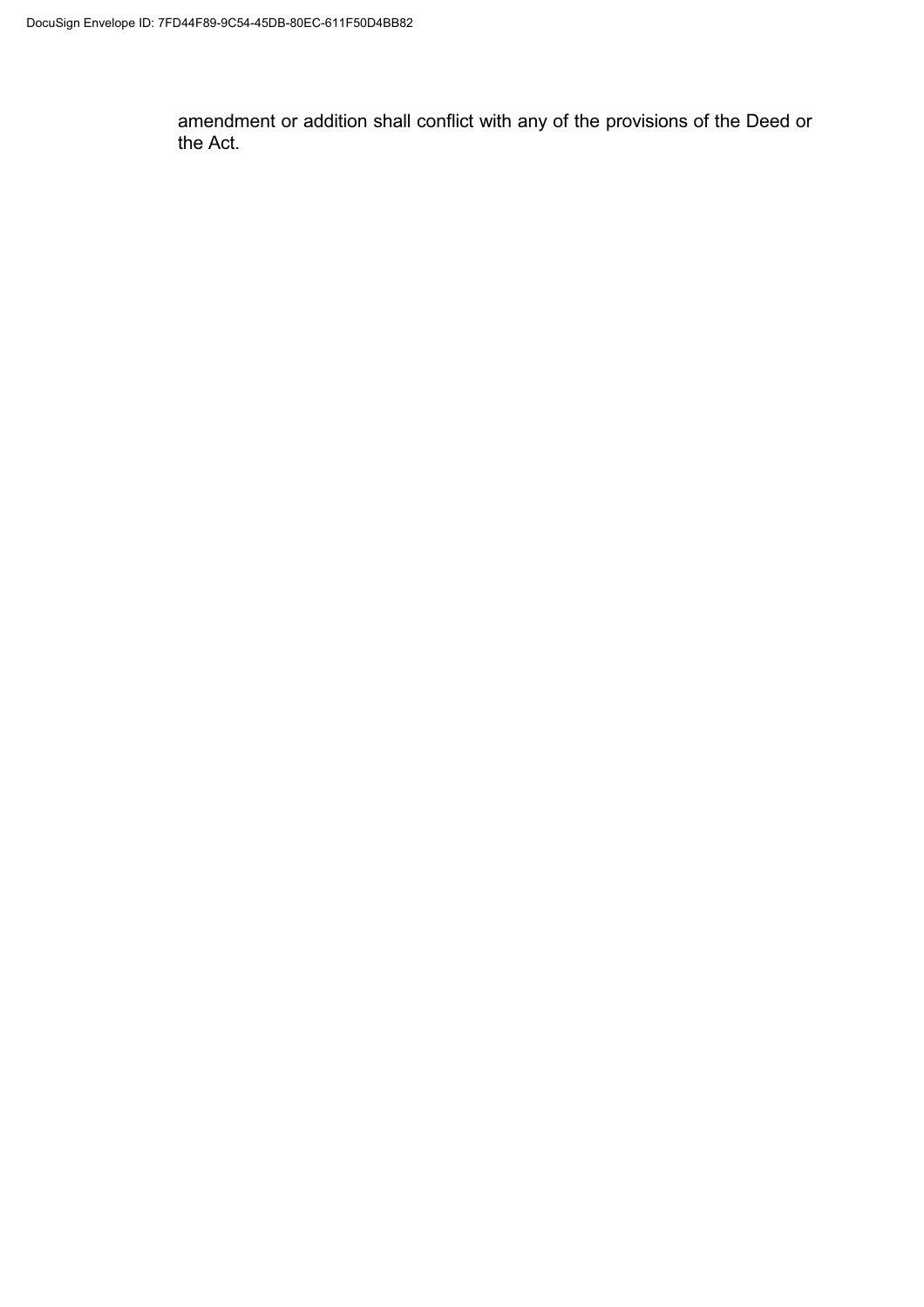amendment or addition shall conflict with any of the provisions of the Deed or the Act.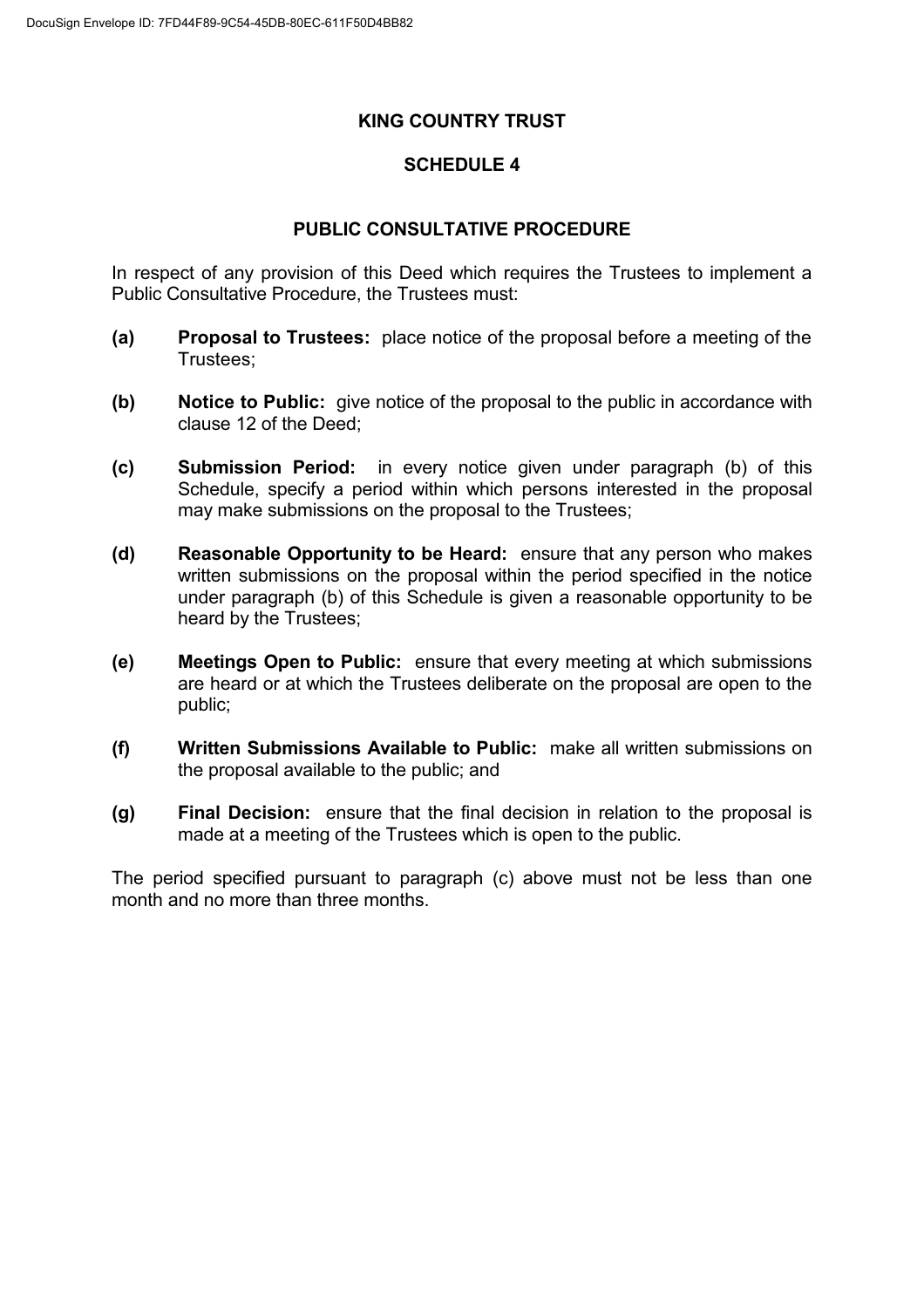# KING COUNTRY TRUST

## SCHEDULE 4

## PUBLIC CONSULTATIVE PROCEDURE

In respect of any provision of this Deed which requires the Trustees to implement a Public Consultative Procedure, the Trustees must:

**(a)** **Proposal to Trustees:** place notice of the proposal before a meeting of the Trustees;

**(b)** **Notice to Public:** give notice of the proposal to the public in accordance with clause 12 of the Deed;

**(c)** **Submission Period:** in every notice given under paragraph (b) of this Schedule, specify a period within which persons interested in the proposal may make submissions on the proposal to the Trustees;

**(d)** **Reasonable Opportunity to be Heard:** ensure that any person who makes written submissions on the proposal within the period specified in the notice under paragraph (b) of this Schedule is given a reasonable opportunity to be heard by the Trustees;

**(e)** **Meetings Open to Public:** ensure that every meeting at which submissions are heard or at which the Trustees deliberate on the proposal are open to the public;

**(f)** **Written Submissions Available to Public:** make all written submissions on the proposal available to the public; and

**(g)** **Final Decision:** ensure that the final decision in relation to the proposal is made at a meeting of the Trustees which is open to the public.

The period specified pursuant to paragraph (c) above must not be less than one month and no more than three months.